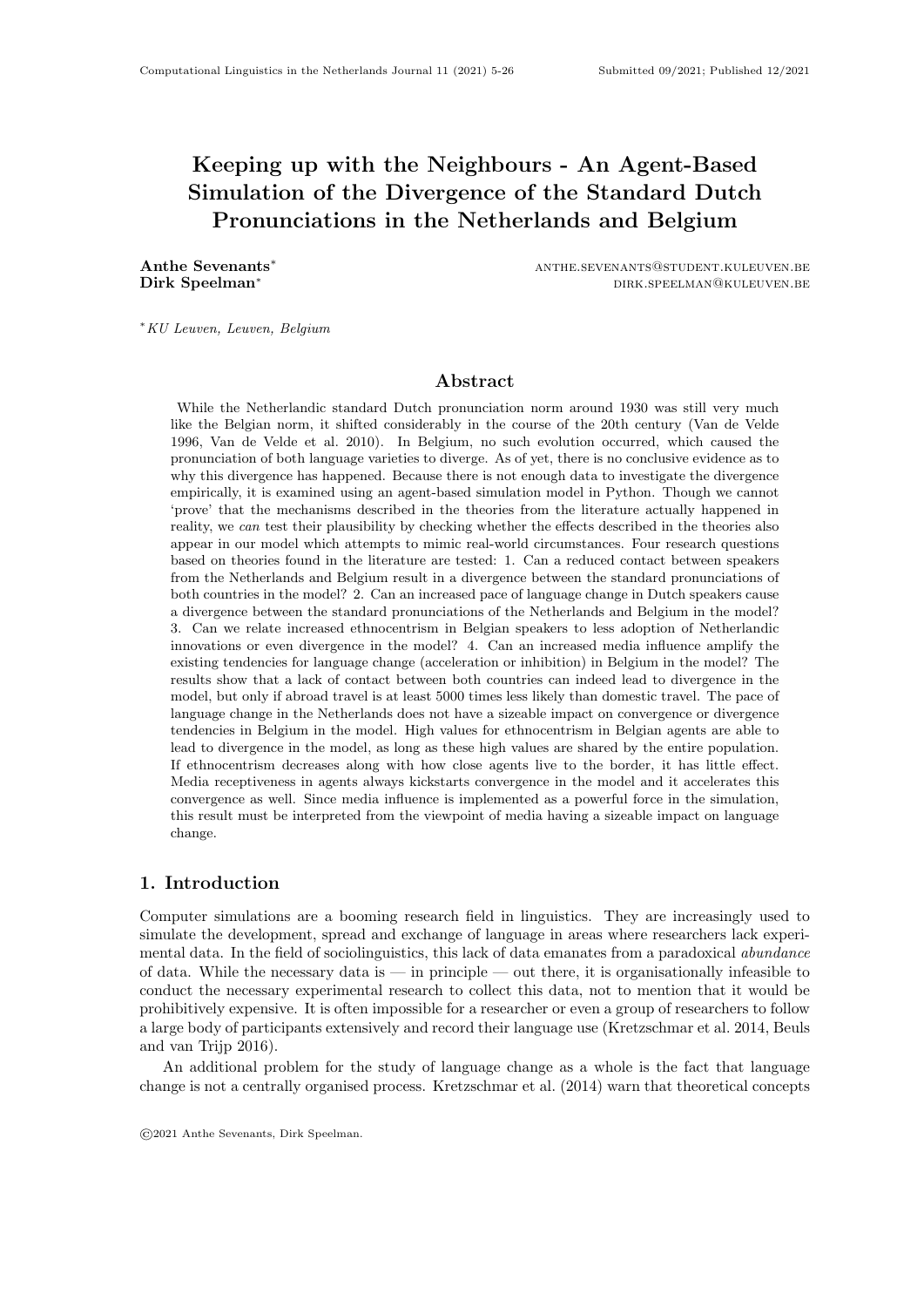# Keeping up with the Neighbours - An Agent-Based Simulation of the Divergence of the Standard Dutch Pronunciations in the Netherlands and Belgium

**Anthe Sevenants**[*] anthe.sevenants@student.kuleuven.be
**Dirk Speelman**[*] dirk.speelman@kuleuven.be

[*] *KU Leuven, Leuven, Belgium*

## Abstract

While the Netherlandic standard Dutch pronunciation norm around 1930 was still very much like the Belgian norm, it shifted considerably in the course of the 20th century (Van de Velde 1996, Van de Velde et al. 2010). In Belgium, no such evolution occurred, which caused the pronunciation of both language varieties to diverge. As of yet, there is no conclusive evidence as to why this divergence has happened. Because there is not enough data to investigate the divergence empirically, it is examined using an agent-based simulation model in Python. Though we cannot 'prove' that the mechanisms described in the theories from the literature actually happened in reality, we *can* test their plausibility by checking whether the effects described in the theories also appear in our model which attempts to mimic real-world circumstances. Four research questions based on theories found in the literature are tested: 1. Can a reduced contact between speakers from the Netherlands and Belgium result in a divergence between the standard pronunciations of both countries in the model? 2. Can an increased pace of language change in Dutch speakers cause a divergence between the standard pronunciations of the Netherlands and Belgium in the model? 3. Can we relate increased ethnocentrism in Belgian speakers to less adoption of Netherlandic innovations or even divergence in the model? 4. Can an increased media influence amplify the existing tendencies for language change (acceleration or inhibition) in Belgium in the model? The results show that a lack of contact between both countries can indeed lead to divergence in the model, but only if abroad travel is at least 5000 times less likely than domestic travel. The pace of language change in the Netherlands does not have a sizeable impact on convergence or divergence tendencies in Belgium in the model. High values for ethnocentrism in Belgian agents are able to lead to divergence in the model, as long as these high values are shared by the entire population. If ethnocentrism decreases along with how close agents live to the border, it has little effect. Media receptiveness in agents always kickstarts convergence in the model and it accelerates this convergence as well. Since media influence is implemented as a powerful force in the simulation, this result must be interpreted from the viewpoint of media having a sizeable impact on language change.

## 1. Introduction

Computer simulations are a booming research field in linguistics. They are increasingly used to simulate the development, spread and exchange of language in areas where researchers lack experimental data. In the field of sociolinguistics, this lack of data emanates from a paradoxical *abundance* of data. While the necessary data is — in principle — out there, it is organisationally infeasible to conduct the necessary experimental research to collect this data, not to mention that it would be prohibitively expensive. It is often impossible for a researcher or even a group of researchers to follow a large body of participants extensively and record their language use (Kretzschmar et al. 2014, Beuls and van Trijp 2016).

An additional problem for the study of language change as a whole is the fact that language change is not a centrally organised process. Kretzschmar et al. (2014) warn that theoretical concepts

©2021 Anthe Sevenants, Dirk Speelman.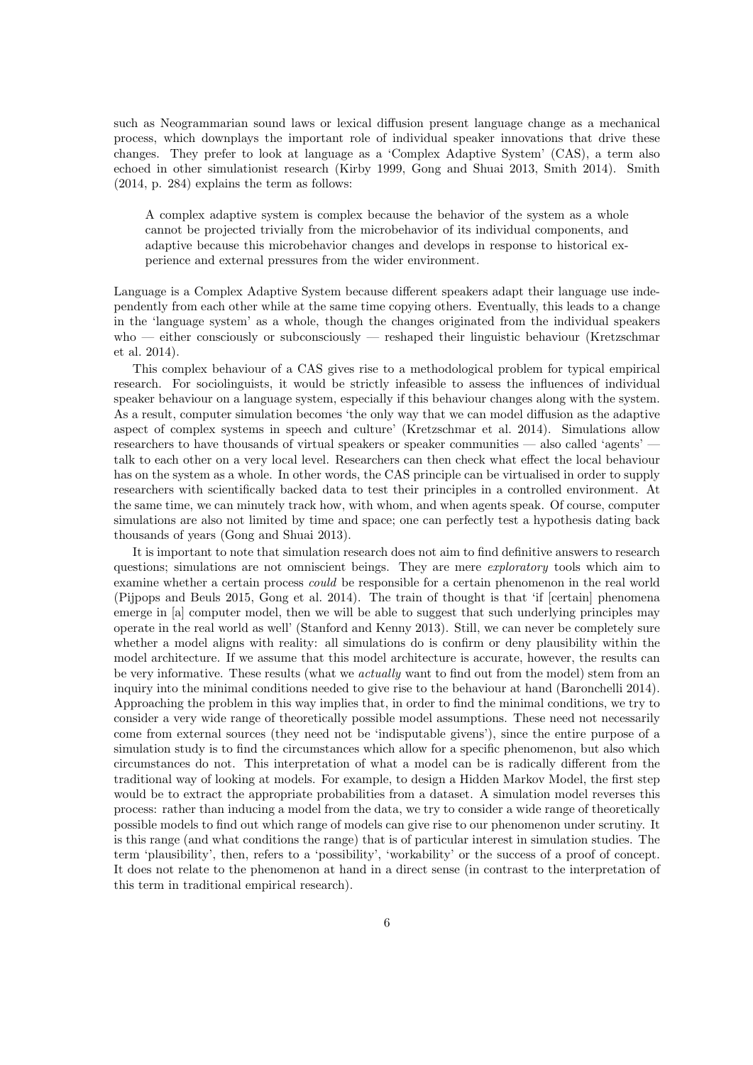such as Neogrammarian sound laws or lexical diffusion present language change as a mechanical process, which downplays the important role of individual speaker innovations that drive these changes. They prefer to look at language as a 'Complex Adaptive System' (CAS), a term also echoed in other simulationist research (Kirby 1999, Gong and Shuai 2013, Smith 2014). Smith (2014, p. 284) explains the term as follows:

> A complex adaptive system is complex because the behavior of the system as a whole cannot be projected trivially from the microbehavior of its individual components, and adaptive because this microbehavior changes and develops in response to historical experience and external pressures from the wider environment.

Language is a Complex Adaptive System because different speakers adapt their language use independently from each other while at the same time copying others. Eventually, this leads to a change in the 'language system' as a whole, though the changes originated from the individual speakers who — either consciously or subconsciously — reshaped their linguistic behaviour (Kretzschmar et al. 2014).

This complex behaviour of a CAS gives rise to a methodological problem for typical empirical research. For sociolinguists, it would be strictly infeasible to assess the influences of individual speaker behaviour on a language system, especially if this behaviour changes along with the system. As a result, computer simulation becomes 'the only way that we can model diffusion as the adaptive aspect of complex systems in speech and culture' (Kretzschmar et al. 2014). Simulations allow researchers to have thousands of virtual speakers or speaker communities — also called 'agents' — talk to each other on a very local level. Researchers can then check what effect the local behaviour has on the system as a whole. In other words, the CAS principle can be virtualised in order to supply researchers with scientifically backed data to test their principles in a controlled environment. At the same time, we can minutely track how, with whom, and when agents speak. Of course, computer simulations are also not limited by time and space; one can perfectly test a hypothesis dating back thousands of years (Gong and Shuai 2013).

It is important to note that simulation research does not aim to find definitive answers to research questions; simulations are not omniscient beings. They are mere *exploratory* tools which aim to examine whether a certain process *could* be responsible for a certain phenomenon in the real world (Pijpops and Beuls 2015, Gong et al. 2014). The train of thought is that 'if [certain] phenomena emerge in [a] computer model, then we will be able to suggest that such underlying principles may operate in the real world as well' (Stanford and Kenny 2013). Still, we can never be completely sure whether a model aligns with reality: all simulations do is confirm or deny plausibility within the model architecture. If we assume that this model architecture is accurate, however, the results can be very informative. These results (what we *actually* want to find out from the model) stem from an inquiry into the minimal conditions needed to give rise to the behaviour at hand (Baronchelli 2014). Approaching the problem in this way implies that, in order to find the minimal conditions, we try to consider a very wide range of theoretically possible model assumptions. These need not necessarily come from external sources (they need not be 'indisputable givens'), since the entire purpose of a simulation study is to find the circumstances which allow for a specific phenomenon, but also which circumstances do not. This interpretation of what a model can be is radically different from the traditional way of looking at models. For example, to design a Hidden Markov Model, the first step would be to extract the appropriate probabilities from a dataset. A simulation model reverses this process: rather than inducing a model from the data, we try to consider a wide range of theoretically possible models to find out which range of models can give rise to our phenomenon under scrutiny. It is this range (and what conditions the range) that is of particular interest in simulation studies. The term 'plausibility', then, refers to a 'possibility', 'workability' or the success of a proof of concept. It does not relate to the phenomenon at hand in a direct sense (in contrast to the interpretation of this term in traditional empirical research).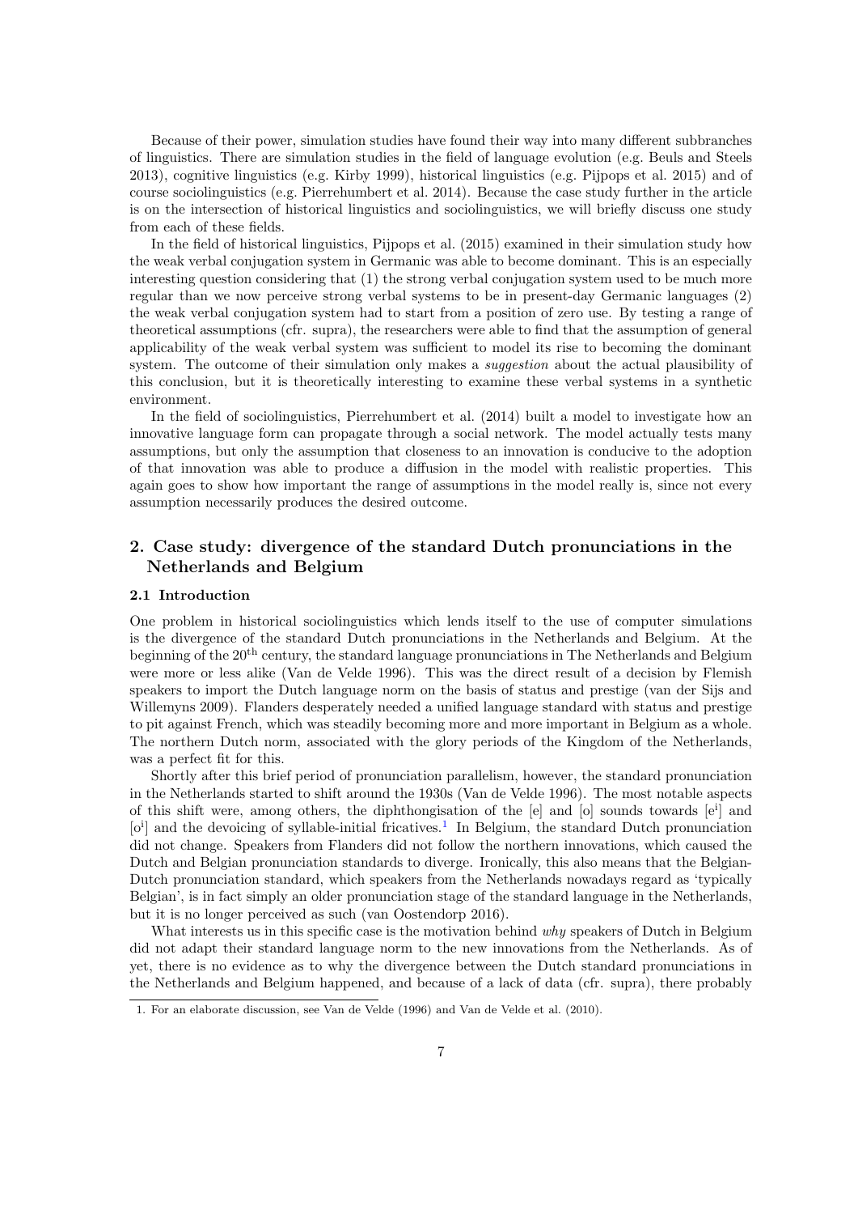Because of their power, simulation studies have found their way into many different subbranches of linguistics. There are simulation studies in the field of language evolution (e.g. Beuls and Steels 2013), cognitive linguistics (e.g. Kirby 1999), historical linguistics (e.g. Pijpops et al. 2015) and of course sociolinguistics (e.g. Pierrehumbert et al. 2014). Because the case study further in the article is on the intersection of historical linguistics and sociolinguistics, we will briefly discuss one study from each of these fields.

In the field of historical linguistics, Pijpops et al. (2015) examined in their simulation study how the weak verbal conjugation system in Germanic was able to become dominant. This is an especially interesting question considering that (1) the strong verbal conjugation system used to be much more regular than we now perceive strong verbal systems to be in present-day Germanic languages (2) the weak verbal conjugation system had to start from a position of zero use. By testing a range of theoretical assumptions (cfr. supra), the researchers were able to find that the assumption of general applicability of the weak verbal system was sufficient to model its rise to becoming the dominant system. The outcome of their simulation only makes a *suggestion* about the actual plausibility of this conclusion, but it is theoretically interesting to examine these verbal systems in a synthetic environment.

In the field of sociolinguistics, Pierrehumbert et al. (2014) built a model to investigate how an innovative language form can propagate through a social network. The model actually tests many assumptions, but only the assumption that closeness to an innovation is conducive to the adoption of that innovation was able to produce a diffusion in the model with realistic properties. This again goes to show how important the range of assumptions in the model really is, since not every assumption necessarily produces the desired outcome.

## 2. Case study: divergence of the standard Dutch pronunciations in the Netherlands and Belgium

### 2.1 Introduction

One problem in historical sociolinguistics which lends itself to the use of computer simulations is the divergence of the standard Dutch pronunciations in the Netherlands and Belgium. At the beginning of the 20$^{\text{th}}$ century, the standard language pronunciations in The Netherlands and Belgium were more or less alike (Van de Velde 1996). This was the direct result of a decision by Flemish speakers to import the Dutch language norm on the basis of status and prestige (van der Sijs and Willemyns 2009). Flanders desperately needed a unified language standard with status and prestige to pit against French, which was steadily becoming more and more important in Belgium as a whole. The northern Dutch norm, associated with the glory periods of the Kingdom of the Netherlands, was a perfect fit for this.

Shortly after this brief period of pronunciation parallelism, however, the standard pronunciation in the Netherlands started to shift around the 1930s (Van de Velde 1996). The most notable aspects of this shift were, among others, the diphthongisation of the [e] and [o] sounds towards [e$^{\text{i}}$] and [o$^{\text{i}}$] and the devoicing of syllable-initial fricatives.[1] In Belgium, the standard Dutch pronunciation did not change. Speakers from Flanders did not follow the northern innovations, which caused the Dutch and Belgian pronunciation standards to diverge. Ironically, this also means that the Belgian-Dutch pronunciation standard, which speakers from the Netherlands nowadays regard as 'typically Belgian', is in fact simply an older pronunciation stage of the standard language in the Netherlands, but it is no longer perceived as such (van Oostendorp 2016).

What interests us in this specific case is the motivation behind *why* speakers of Dutch in Belgium did not adapt their standard language norm to the new innovations from the Netherlands. As of yet, there is no evidence as to why the divergence between the Dutch standard pronunciations in the Netherlands and Belgium happened, and because of a lack of data (cfr. supra), there probably

1. For an elaborate discussion, see Van de Velde (1996) and Van de Velde et al. (2010).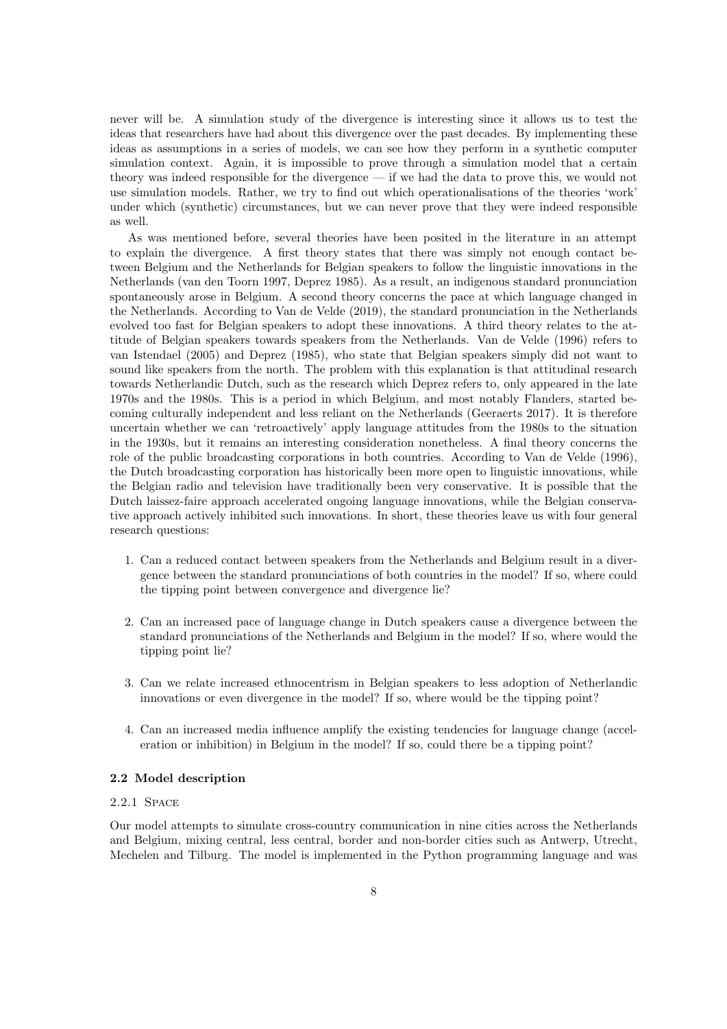never will be. A simulation study of the divergence is interesting since it allows us to test the ideas that researchers have had about this divergence over the past decades. By implementing these ideas as assumptions in a series of models, we can see how they perform in a synthetic computer simulation context. Again, it is impossible to prove through a simulation model that a certain theory was indeed responsible for the divergence — if we had the data to prove this, we would not use simulation models. Rather, we try to find out which operationalisations of the theories 'work' under which (synthetic) circumstances, but we can never prove that they were indeed responsible as well.

As was mentioned before, several theories have been posited in the literature in an attempt to explain the divergence. A first theory states that there was simply not enough contact between Belgium and the Netherlands for Belgian speakers to follow the linguistic innovations in the Netherlands (van den Toorn 1997, Deprez 1985). As a result, an indigenous standard pronunciation spontaneously arose in Belgium. A second theory concerns the pace at which language changed in the Netherlands. According to Van de Velde (2019), the standard pronunciation in the Netherlands evolved too fast for Belgian speakers to adopt these innovations. A third theory relates to the attitude of Belgian speakers towards speakers from the Netherlands. Van de Velde (1996) refers to van Istendael (2005) and Deprez (1985), who state that Belgian speakers simply did not want to sound like speakers from the north. The problem with this explanation is that attitudinal research towards Netherlandic Dutch, such as the research which Deprez refers to, only appeared in the late 1970s and the 1980s. This is a period in which Belgium, and most notably Flanders, started becoming culturally independent and less reliant on the Netherlands (Geeraerts 2017). It is therefore uncertain whether we can 'retroactively' apply language attitudes from the 1980s to the situation in the 1930s, but it remains an interesting consideration nonetheless. A final theory concerns the role of the public broadcasting corporations in both countries. According to Van de Velde (1996), the Dutch broadcasting corporation has historically been more open to linguistic innovations, while the Belgian radio and television have traditionally been very conservative. It is possible that the Dutch laissez-faire approach accelerated ongoing language innovations, while the Belgian conservative approach actively inhibited such innovations. In short, these theories leave us with four general research questions:

1. Can a reduced contact between speakers from the Netherlands and Belgium result in a divergence between the standard pronunciations of both countries in the model? If so, where could the tipping point between convergence and divergence lie?

2. Can an increased pace of language change in Dutch speakers cause a divergence between the standard pronunciations of the Netherlands and Belgium in the model? If so, where would the tipping point lie?

3. Can we relate increased ethnocentrism in Belgian speakers to less adoption of Netherlandic innovations or even divergence in the model? If so, where would be the tipping point?

4. Can an increased media influence amplify the existing tendencies for language change (acceleration or inhibition) in Belgium in the model? If so, could there be a tipping point?

### 2.2 Model description

#### 2.2.1 Space

Our model attempts to simulate cross-country communication in nine cities across the Netherlands and Belgium, mixing central, less central, border and non-border cities such as Antwerp, Utrecht, Mechelen and Tilburg. The model is implemented in the Python programming language and was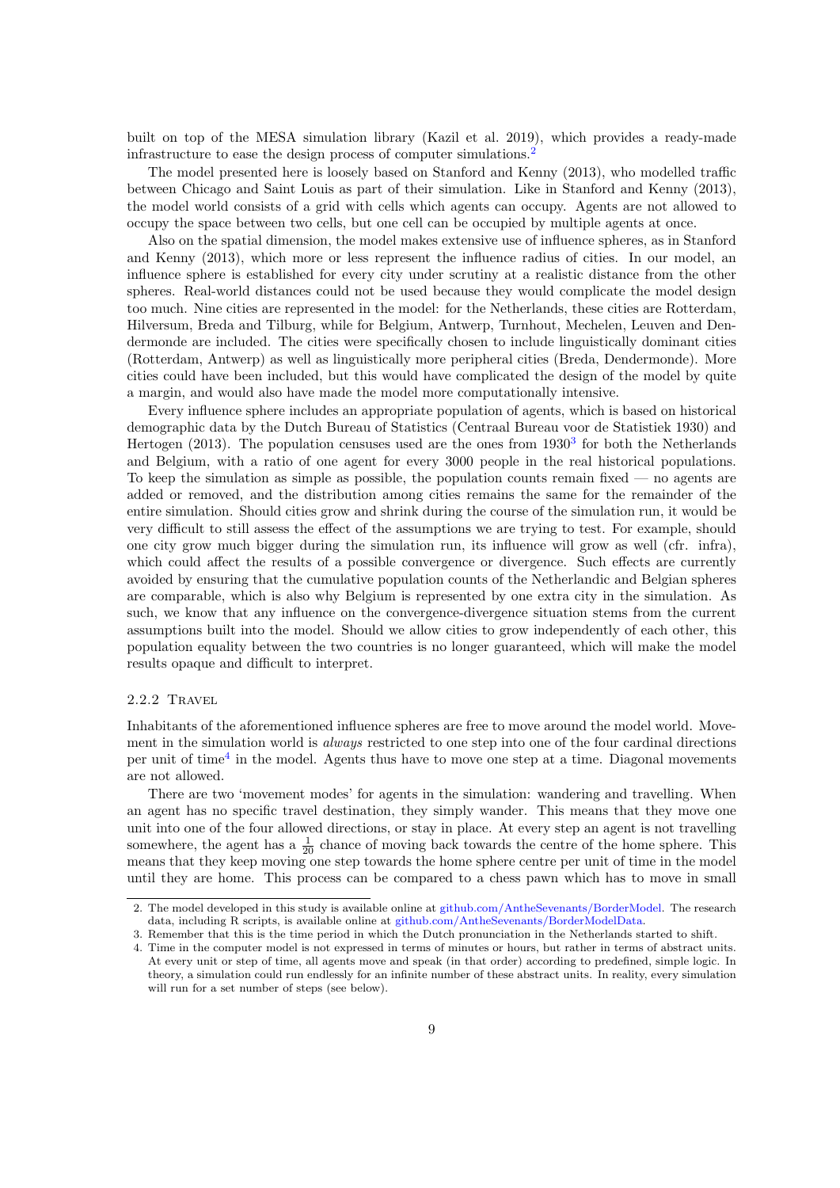built on top of the MESA simulation library (Kazil et al. 2019), which provides a ready-made infrastructure to ease the design process of computer simulations.[2]

The model presented here is loosely based on Stanford and Kenny (2013), who modelled traffic between Chicago and Saint Louis as part of their simulation. Like in Stanford and Kenny (2013), the model world consists of a grid with cells which agents can occupy. Agents are not allowed to occupy the space between two cells, but one cell can be occupied by multiple agents at once.

Also on the spatial dimension, the model makes extensive use of influence spheres, as in Stanford and Kenny (2013), which more or less represent the influence radius of cities. In our model, an influence sphere is established for every city under scrutiny at a realistic distance from the other spheres. Real-world distances could not be used because they would complicate the model design too much. Nine cities are represented in the model: for the Netherlands, these cities are Rotterdam, Hilversum, Breda and Tilburg, while for Belgium, Antwerp, Turnhout, Mechelen, Leuven and Dendermonde are included. The cities were specifically chosen to include linguistically dominant cities (Rotterdam, Antwerp) as well as linguistically more peripheral cities (Breda, Dendermonde). More cities could have been included, but this would have complicated the design of the model by quite a margin, and would also have made the model more computationally intensive.

Every influence sphere includes an appropriate population of agents, which is based on historical demographic data by the Dutch Bureau of Statistics (Centraal Bureau voor de Statistiek 1930) and Hertogen (2013). The population censuses used are the ones from 1930[3] for both the Netherlands and Belgium, with a ratio of one agent for every 3000 people in the real historical populations. To keep the simulation as simple as possible, the population counts remain fixed — no agents are added or removed, and the distribution among cities remains the same for the remainder of the entire simulation. Should cities grow and shrink during the course of the simulation run, it would be very difficult to still assess the effect of the assumptions we are trying to test. For example, should one city grow much bigger during the simulation run, its influence will grow as well (cfr. infra), which could affect the results of a possible convergence or divergence. Such effects are currently avoided by ensuring that the cumulative population counts of the Netherlandic and Belgian spheres are comparable, which is also why Belgium is represented by one extra city in the simulation. As such, we know that any influence on the convergence-divergence situation stems from the current assumptions built into the model. Should we allow cities to grow independently of each other, this population equality between the two countries is no longer guaranteed, which will make the model results opaque and difficult to interpret.

### 2.2.2 Travel

Inhabitants of the aforementioned influence spheres are free to move around the model world. Movement in the simulation world is *always* restricted to one step into one of the four cardinal directions per unit of time[4] in the model. Agents thus have to move one step at a time. Diagonal movements are not allowed.

There are two 'movement modes' for agents in the simulation: wandering and travelling. When an agent has no specific travel destination, they simply wander. This means that they move one unit into one of the four allowed directions, or stay in place. At every step an agent is not travelling somewhere, the agent has a $\frac{1}{20}$ chance of moving back towards the centre of the home sphere. This means that they keep moving one step towards the home sphere centre per unit of time in the model until they are home. This process can be compared to a chess pawn which has to move in small

---

2. The model developed in this study is available online at github.com/AntheSevenants/BorderModel. The research data, including R scripts, is available online at github.com/AntheSevenants/BorderModelData.
3. Remember that this is the time period in which the Dutch pronunciation in the Netherlands started to shift.
4. Time in the computer model is not expressed in terms of minutes or hours, but rather in terms of abstract units. At every unit or step of time, all agents move and speak (in that order) according to predefined, simple logic. In theory, a simulation could run endlessly for an infinite number of these abstract units. In reality, every simulation will run for a set number of steps (see below).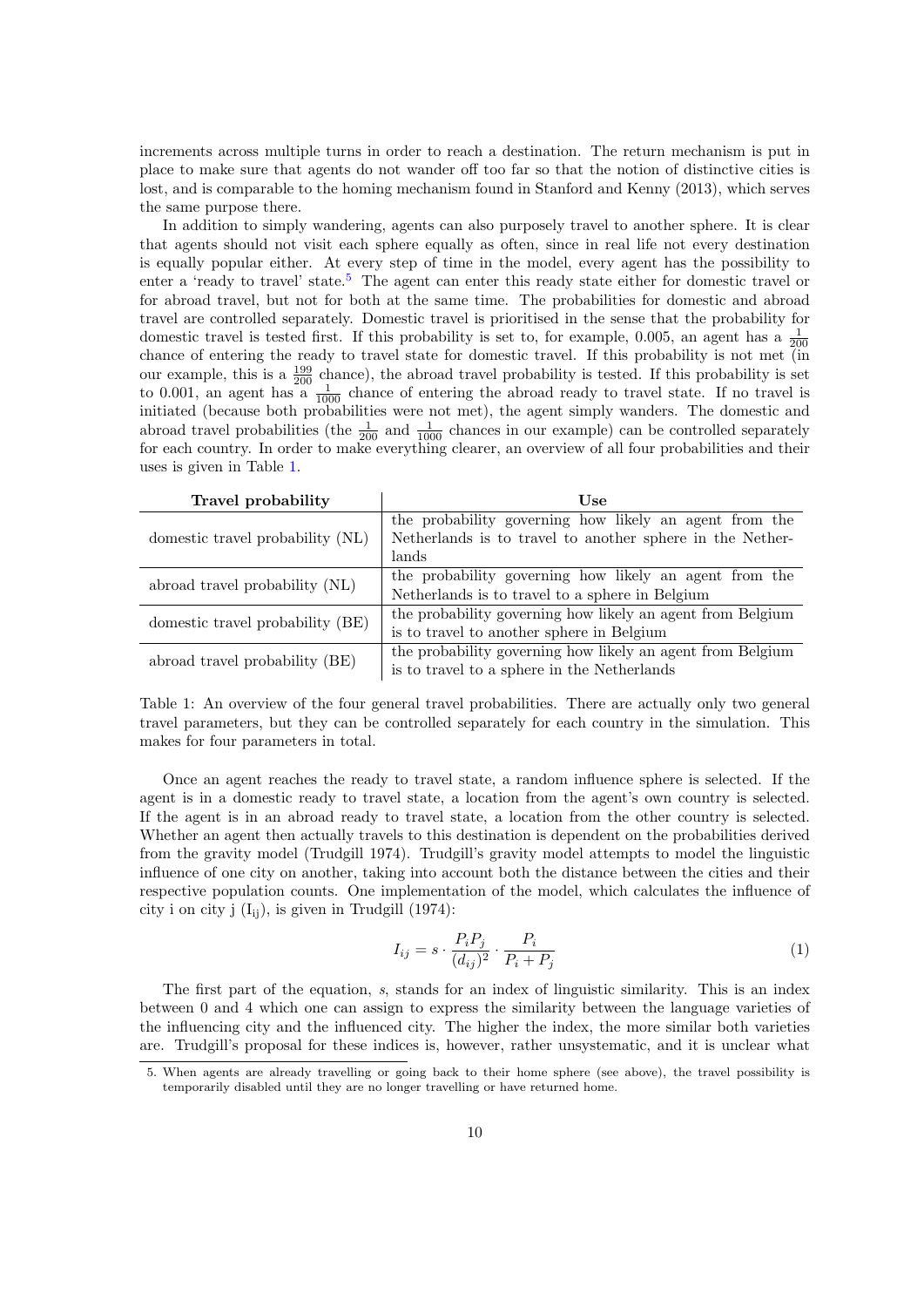increments across multiple turns in order to reach a destination. The return mechanism is put in place to make sure that agents do not wander off too far so that the notion of distinctive cities is lost, and is comparable to the homing mechanism found in Stanford and Kenny (2013), which serves the same purpose there.

In addition to simply wandering, agents can also purposely travel to another sphere. It is clear that agents should not visit each sphere equally as often, since in real life not every destination is equally popular either. At every step of time in the model, every agent has the possibility to enter a 'ready to travel' state.[5] The agent can enter this ready state either for domestic travel or for abroad travel, but not for both at the same time. The probabilities for domestic and abroad travel are controlled separately. Domestic travel is prioritised in the sense that the probability for domestic travel is tested first. If this probability is set to, for example, 0.005, an agent has a $\frac{1}{200}$ chance of entering the ready to travel state for domestic travel. If this probability is not met (in our example, this is a $\frac{199}{200}$ chance), the abroad travel probability is tested. If this probability is set to 0.001, an agent has a $\frac{1}{1000}$ chance of entering the abroad ready to travel state. If no travel is initiated (because both probabilities were not met), the agent simply wanders. The domestic and abroad travel probabilities (the $\frac{1}{200}$ and $\frac{1}{1000}$ chances in our example) can be controlled separately for each country. In order to make everything clearer, an overview of all four probabilities and their uses is given in Table 1.

| Travel probability | Use |
|---|---|
| domestic travel probability (NL) | the probability governing how likely an agent from the Netherlands is to travel to another sphere in the Netherlands |
| abroad travel probability (NL) | the probability governing how likely an agent from the Netherlands is to travel to a sphere in Belgium |
| domestic travel probability (BE) | the probability governing how likely an agent from Belgium is to travel to another sphere in Belgium |
| abroad travel probability (BE) | the probability governing how likely an agent from Belgium is to travel to a sphere in the Netherlands |

Table 1: An overview of the four general travel probabilities. There are actually only two general travel parameters, but they can be controlled separately for each country in the simulation. This makes for four parameters in total.

Once an agent reaches the ready to travel state, a random influence sphere is selected. If the agent is in a domestic ready to travel state, a location from the agent's own country is selected. If the agent is in an abroad ready to travel state, a location from the other country is selected. Whether an agent then actually travels to this destination is dependent on the probabilities derived from the gravity model (Trudgill 1974). Trudgill's gravity model attempts to model the linguistic influence of one city on another, taking into account both the distance between the cities and their respective population counts. One implementation of the model, which calculates the influence of city i on city j ($I_{ij}$), is given in Trudgill (1974):

$$I_{ij} = s \cdot \frac{P_i P_j}{(d_{ij})^2} \cdot \frac{P_i}{P_i + P_j} \tag{1}$$

The first part of the equation, $s$, stands for an index of linguistic similarity. This is an index between 0 and 4 which one can assign to express the similarity between the language varieties of the influencing city and the influenced city. The higher the index, the more similar both varieties are. Trudgill's proposal for these indices is, however, rather unsystematic, and it is unclear what

5. When agents are already travelling or going back to their home sphere (see above), the travel possibility is temporarily disabled until they are no longer travelling or have returned home.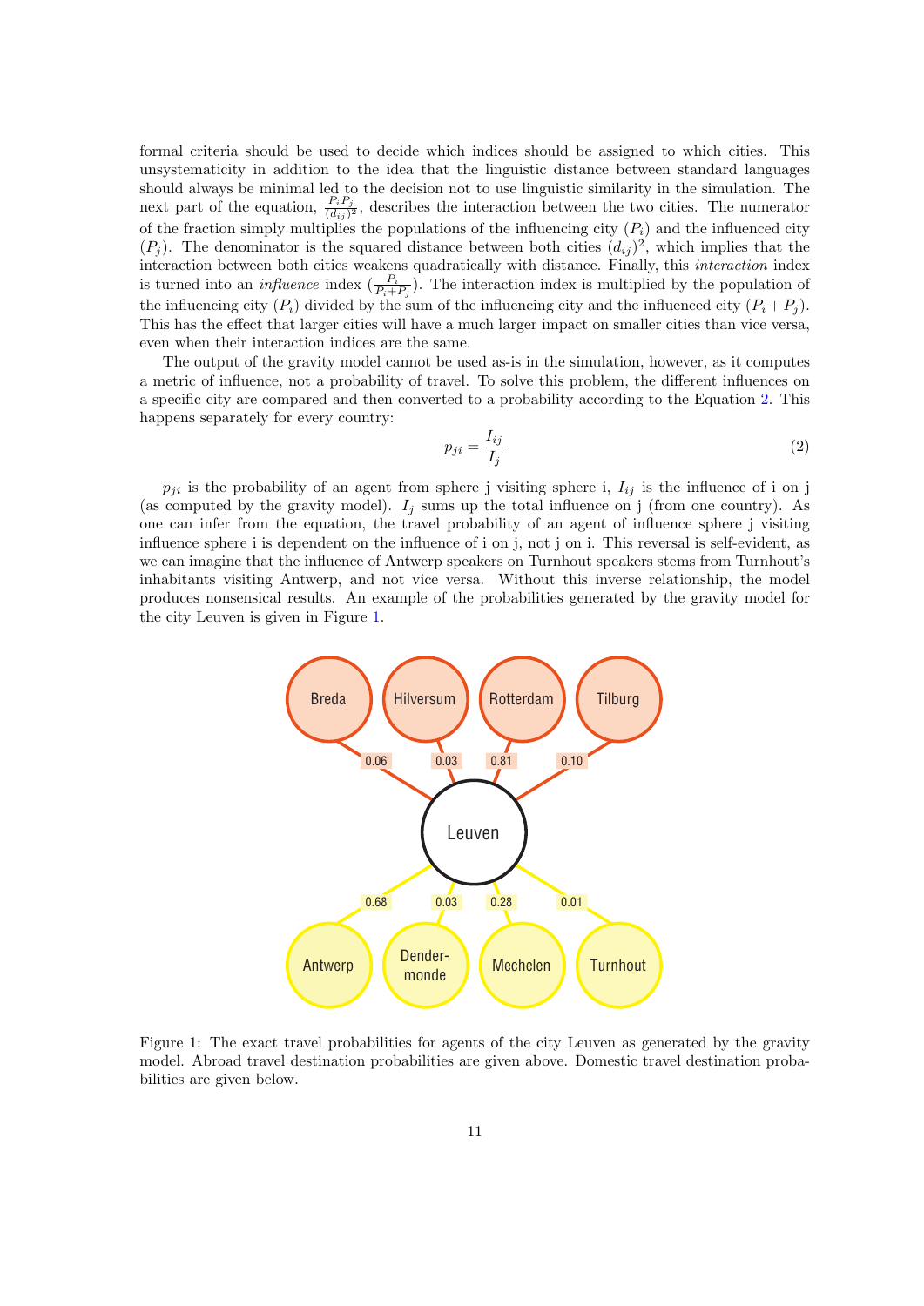formal criteria should be used to decide which indices should be assigned to which cities. This unsystematicity in addition to the idea that the linguistic distance between standard languages should always be minimal led to the decision not to use linguistic similarity in the simulation. The next part of the equation, $\frac{P_i P_j}{(d_{ij})^2}$, describes the interaction between the two cities. The numerator of the fraction simply multiplies the populations of the influencing city ($P_i$) and the influenced city ($P_j$). The denominator is the squared distance between both cities $(d_{ij})^2$, which implies that the interaction between both cities weakens quadratically with distance. Finally, this *interaction* index is turned into an *influence* index ($\frac{P_i}{P_i+P_j}$). The interaction index is multiplied by the population of the influencing city ($P_i$) divided by the sum of the influencing city and the influenced city ($P_i + P_j$). This has the effect that larger cities will have a much larger impact on smaller cities than vice versa, even when their interaction indices are the same.

The output of the gravity model cannot be used as-is in the simulation, however, as it computes a metric of influence, not a probability of travel. To solve this problem, the different influences on a specific city are compared and then converted to a probability according to the Equation 2. This happens separately for every country:

$$p_{ji} = \frac{I_{ij}}{I_j} \tag{2}$$

$p_{ji}$ is the probability of an agent from sphere j visiting sphere i, $I_{ij}$ is the influence of i on j (as computed by the gravity model). $I_j$ sums up the total influence on j (from one country). As one can infer from the equation, the travel probability of an agent of influence sphere j visiting influence sphere i is dependent on the influence of i on j, not j on i. This reversal is self-evident, as we can imagine that the influence of Antwerp speakers on Turnhout speakers stems from Turnhout's inhabitants visiting Antwerp, and not vice versa. Without this inverse relationship, the model produces nonsensical results. An example of the probabilities generated by the gravity model for the city Leuven is given in Figure 1.

Figure 1: The exact travel probabilities for agents of the city Leuven as generated by the gravity model. Abroad travel destination probabilities are given above. Domestic travel destination probabilities are given below.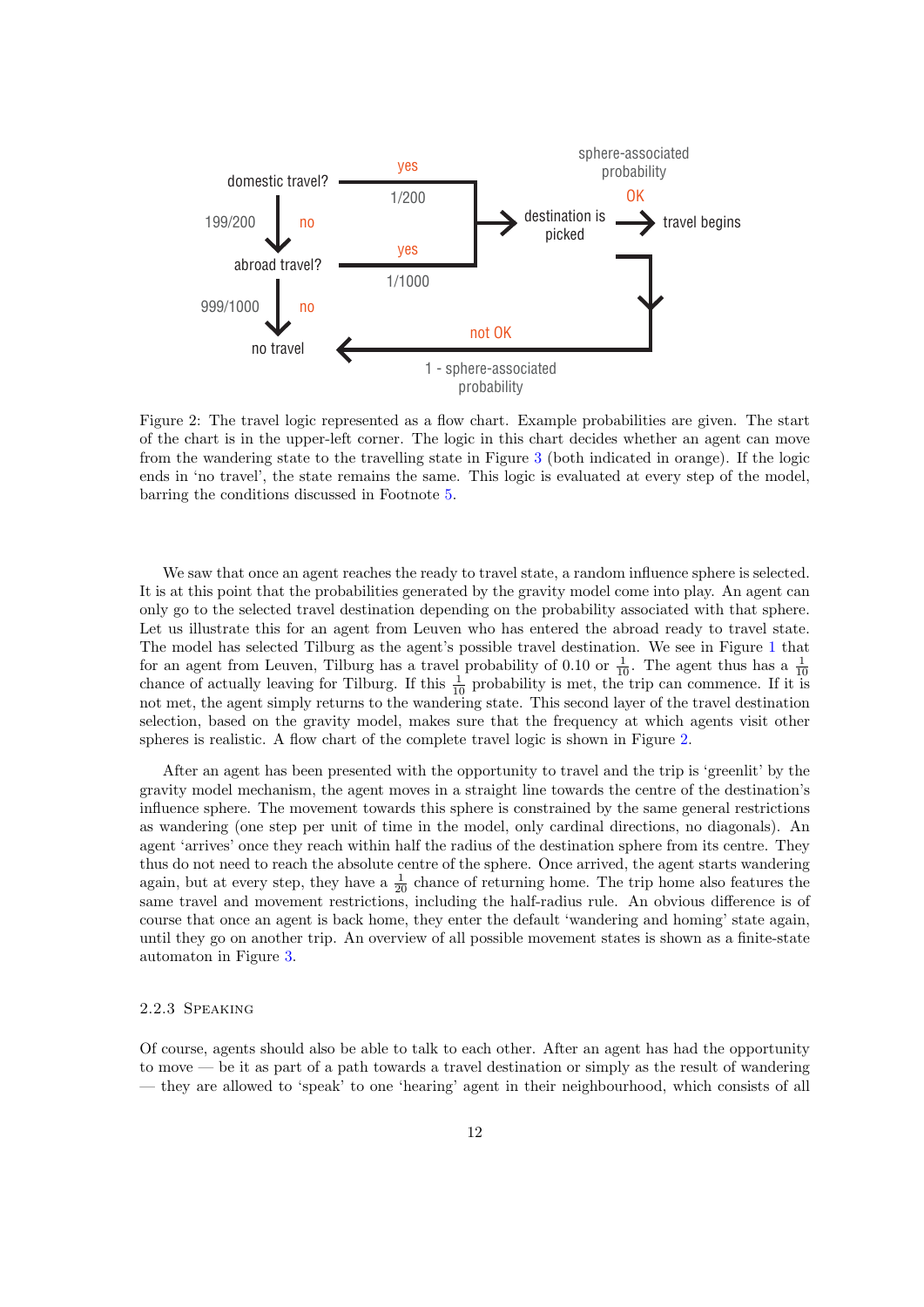Figure 2: The travel logic represented as a flow chart. Example probabilities are given. The start of the chart is in the upper-left corner. The logic in this chart decides whether an agent can move from the wandering state to the travelling state in Figure 3 (both indicated in orange). If the logic ends in 'no travel', the state remains the same. This logic is evaluated at every step of the model, barring the conditions discussed in Footnote 5.

We saw that once an agent reaches the ready to travel state, a random influence sphere is selected. It is at this point that the probabilities generated by the gravity model come into play. An agent can only go to the selected travel destination depending on the probability associated with that sphere. Let us illustrate this for an agent from Leuven who has entered the abroad ready to travel state. The model has selected Tilburg as the agent's possible travel destination. We see in Figure 1 that for an agent from Leuven, Tilburg has a travel probability of 0.10 or $\frac{1}{10}$. The agent thus has a $\frac{1}{10}$ chance of actually leaving for Tilburg. If this $\frac{1}{10}$ probability is met, the trip can commence. If it is not met, the agent simply returns to the wandering state. This second layer of the travel destination selection, based on the gravity model, makes sure that the frequency at which agents visit other spheres is realistic. A flow chart of the complete travel logic is shown in Figure 2.

After an agent has been presented with the opportunity to travel and the trip is 'greenlit' by the gravity model mechanism, the agent moves in a straight line towards the centre of the destination's influence sphere. The movement towards this sphere is constrained by the same general restrictions as wandering (one step per unit of time in the model, only cardinal directions, no diagonals). An agent 'arrives' once they reach within half the radius of the destination sphere from its centre. They thus do not need to reach the absolute centre of the sphere. Once arrived, the agent starts wandering again, but at every step, they have a $\frac{1}{20}$ chance of returning home. The trip home also features the same travel and movement restrictions, including the half-radius rule. An obvious difference is of course that once an agent is back home, they enter the default 'wandering and homing' state again, until they go on another trip. An overview of all possible movement states is shown as a finite-state automaton in Figure 3.

### 2.2.3 Speaking

Of course, agents should also be able to talk to each other. After an agent has had the opportunity to move — be it as part of a path towards a travel destination or simply as the result of wandering — they are allowed to 'speak' to one 'hearing' agent in their neighbourhood, which consists of all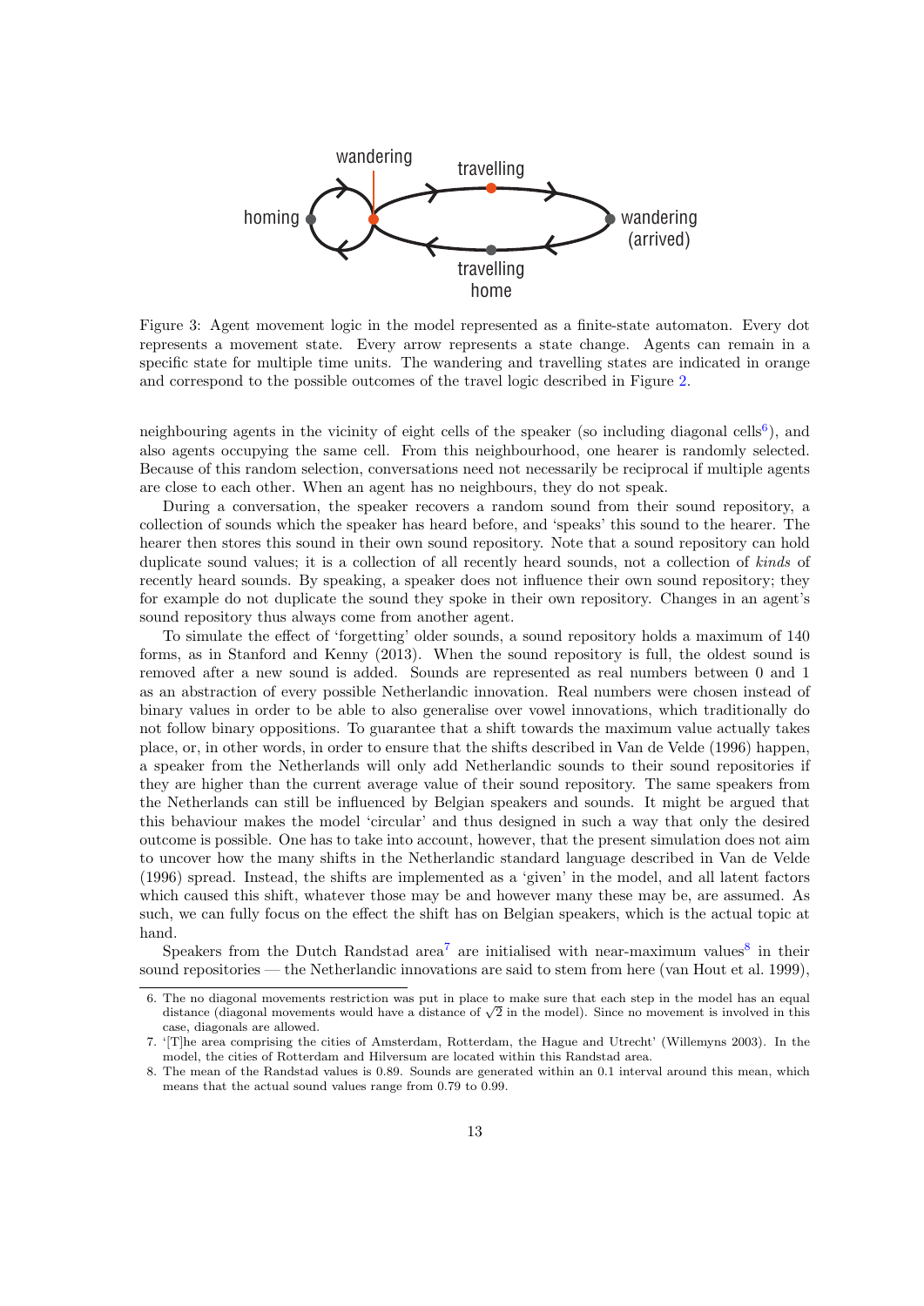Figure 3: Agent movement logic in the model represented as a finite-state automaton. Every dot represents a movement state. Every arrow represents a state change. Agents can remain in a specific state for multiple time units. The wandering and travelling states are indicated in orange and correspond to the possible outcomes of the travel logic described in Figure 2.

neighbouring agents in the vicinity of eight cells of the speaker (so including diagonal cells[6]), and also agents occupying the same cell. From this neighbourhood, one hearer is randomly selected. Because of this random selection, conversations need not necessarily be reciprocal if multiple agents are close to each other. When an agent has no neighbours, they do not speak.

During a conversation, the speaker recovers a random sound from their sound repository, a collection of sounds which the speaker has heard before, and 'speaks' this sound to the hearer. The hearer then stores this sound in their own sound repository. Note that a sound repository can hold duplicate sound values; it is a collection of all recently heard sounds, not a collection of *kinds* of recently heard sounds. By speaking, a speaker does not influence their own sound repository; they for example do not duplicate the sound they spoke in their own repository. Changes in an agent's sound repository thus always come from another agent.

To simulate the effect of 'forgetting' older sounds, a sound repository holds a maximum of 140 forms, as in Stanford and Kenny (2013). When the sound repository is full, the oldest sound is removed after a new sound is added. Sounds are represented as real numbers between 0 and 1 as an abstraction of every possible Netherlandic innovation. Real numbers were chosen instead of binary values in order to be able to also generalise over vowel innovations, which traditionally do not follow binary oppositions. To guarantee that a shift towards the maximum value actually takes place, or, in other words, in order to ensure that the shifts described in Van de Velde (1996) happen, a speaker from the Netherlands will only add Netherlandic sounds to their sound repositories if they are higher than the current average value of their sound repository. The same speakers from the Netherlands can still be influenced by Belgian speakers and sounds. It might be argued that this behaviour makes the model 'circular' and thus designed in such a way that only the desired outcome is possible. One has to take into account, however, that the present simulation does not aim to uncover how the many shifts in the Netherlandic standard language described in Van de Velde (1996) spread. Instead, the shifts are implemented as a 'given' in the model, and all latent factors which caused this shift, whatever those may be and however many these may be, are assumed. As such, we can fully focus on the effect the shift has on Belgian speakers, which is the actual topic at hand.

Speakers from the Dutch Randstad area[7] are initialised with near-maximum values[8] in their sound repositories — the Netherlandic innovations are said to stem from here (van Hout et al. 1999),

6. The no diagonal movements restriction was put in place to make sure that each step in the model has an equal distance (diagonal movements would have a distance of $\sqrt{2}$ in the model). Since no movement is involved in this case, diagonals are allowed.

7. '[T]he area comprising the cities of Amsterdam, Rotterdam, the Hague and Utrecht' (Willemyns 2003). In the model, the cities of Rotterdam and Hilversum are located within this Randstad area.

8. The mean of the Randstad values is 0.89. Sounds are generated within an 0.1 interval around this mean, which means that the actual sound values range from 0.79 to 0.99.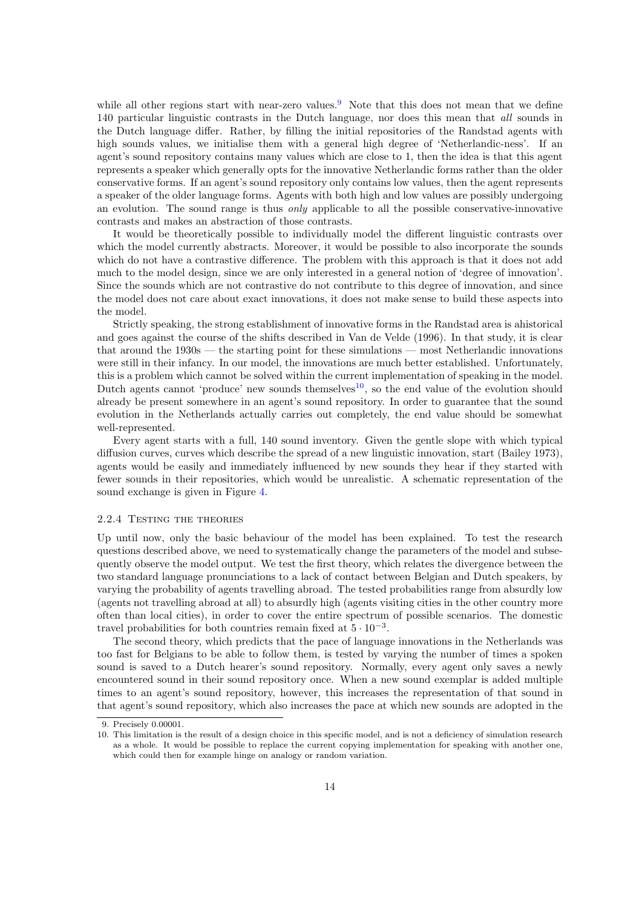while all other regions start with near-zero values.[9] Note that this does not mean that we define 140 particular linguistic contrasts in the Dutch language, nor does this mean that *all* sounds in the Dutch language differ. Rather, by filling the initial repositories of the Randstad agents with high sounds values, we initialise them with a general high degree of 'Netherlandic-ness'. If an agent's sound repository contains many values which are close to 1, then the idea is that this agent represents a speaker which generally opts for the innovative Netherlandic forms rather than the older conservative forms. If an agent's sound repository only contains low values, then the agent represents a speaker of the older language forms. Agents with both high and low values are possibly undergoing an evolution. The sound range is thus *only* applicable to all the possible conservative-innovative contrasts and makes an abstraction of those contrasts.

It would be theoretically possible to individually model the different linguistic contrasts over which the model currently abstracts. Moreover, it would be possible to also incorporate the sounds which do not have a contrastive difference. The problem with this approach is that it does not add much to the model design, since we are only interested in a general notion of 'degree of innovation'. Since the sounds which are not contrastive do not contribute to this degree of innovation, and since the model does not care about exact innovations, it does not make sense to build these aspects into the model.

Strictly speaking, the strong establishment of innovative forms in the Randstad area is ahistorical and goes against the course of the shifts described in Van de Velde (1996). In that study, it is clear that around the 1930s — the starting point for these simulations — most Netherlandic innovations were still in their infancy. In our model, the innovations are much better established. Unfortunately, this is a problem which cannot be solved within the current implementation of speaking in the model. Dutch agents cannot 'produce' new sounds themselves[10], so the end value of the evolution should already be present somewhere in an agent's sound repository. In order to guarantee that the sound evolution in the Netherlands actually carries out completely, the end value should be somewhat well-represented.

Every agent starts with a full, 140 sound inventory. Given the gentle slope with which typical diffusion curves, curves which describe the spread of a new linguistic innovation, start (Bailey 1973), agents would be easily and immediately influenced by new sounds they hear if they started with fewer sounds in their repositories, which would be unrealistic. A schematic representation of the sound exchange is given in Figure 4.

### 2.2.4 Testing the theories

Up until now, only the basic behaviour of the model has been explained. To test the research questions described above, we need to systematically change the parameters of the model and subsequently observe the model output. We test the first theory, which relates the divergence between the two standard language pronunciations to a lack of contact between Belgian and Dutch speakers, by varying the probability of agents travelling abroad. The tested probabilities range from absurdly low (agents not travelling abroad at all) to absurdly high (agents visiting cities in the other country more often than local cities), in order to cover the entire spectrum of possible scenarios. The domestic travel probabilities for both countries remain fixed at $5 \cdot 10^{-3}$.

The second theory, which predicts that the pace of language innovations in the Netherlands was too fast for Belgians to be able to follow them, is tested by varying the number of times a spoken sound is saved to a Dutch hearer's sound repository. Normally, every agent only saves a newly encountered sound in their sound repository once. When a new sound exemplar is added multiple times to an agent's sound repository, however, this increases the representation of that sound in that agent's sound repository, which also increases the pace at which new sounds are adopted in the

9. Precisely 0.00001.

10. This limitation is the result of a design choice in this specific model, and is not a deficiency of simulation research as a whole. It would be possible to replace the current copying implementation for speaking with another one, which could then for example hinge on analogy or random variation.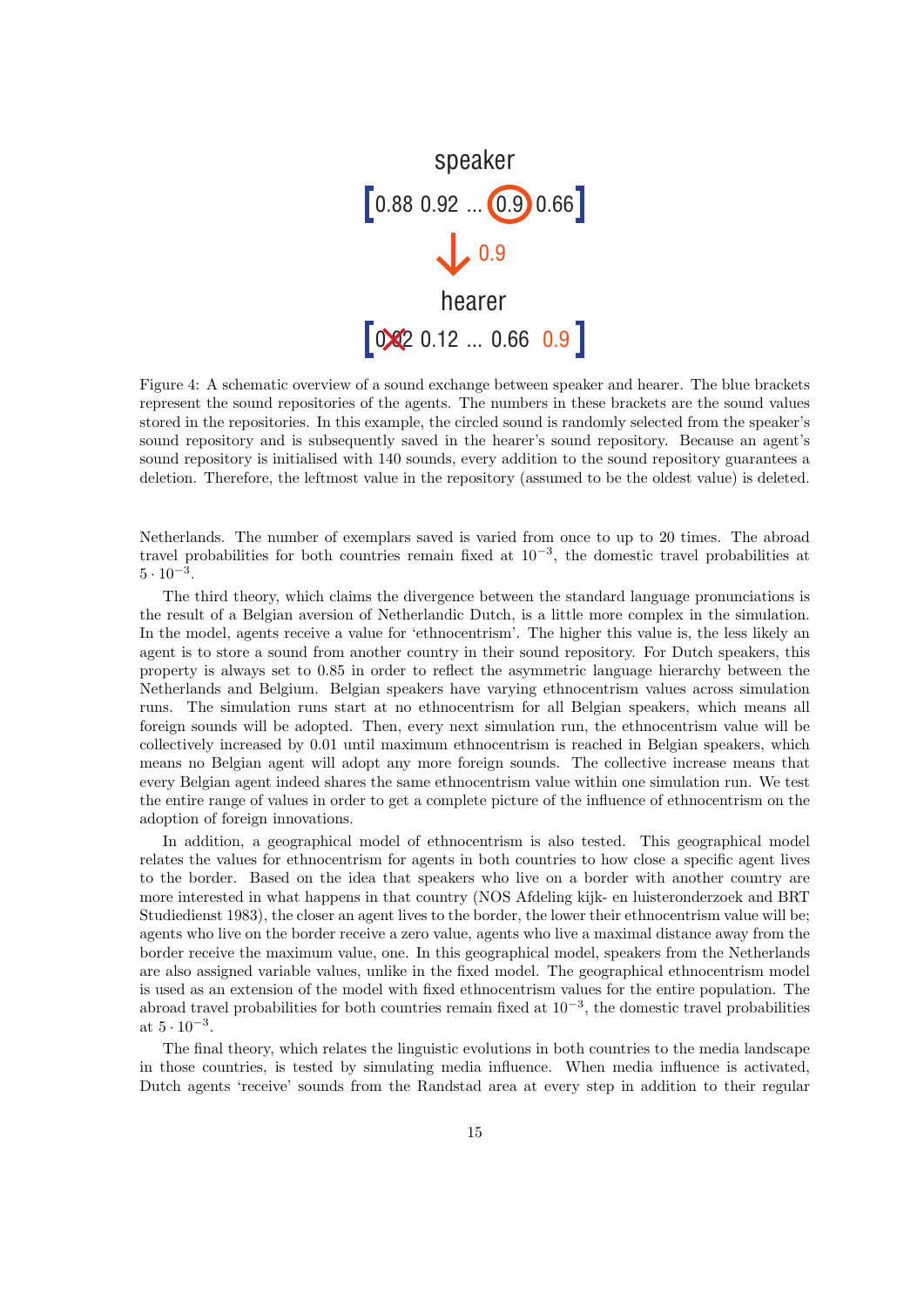speaker

[0.88 0.92 ... 0.9 0.66]

0.9

hearer

[0.02 0.12 ... 0.66 0.9]

Figure 4: A schematic overview of a sound exchange between speaker and hearer. The blue brackets represent the sound repositories of the agents. The numbers in these brackets are the sound values stored in the repositories. In this example, the circled sound is randomly selected from the speaker's sound repository and is subsequently saved in the hearer's sound repository. Because an agent's sound repository is initialised with 140 sounds, every addition to the sound repository guarantees a deletion. Therefore, the leftmost value in the repository (assumed to be the oldest value) is deleted.

Netherlands. The number of exemplars saved is varied from once to up to 20 times. The abroad travel probabilities for both countries remain fixed at $10^{-3}$, the domestic travel probabilities at $5 \cdot 10^{-3}$.

The third theory, which claims the divergence between the standard language pronunciations is the result of a Belgian aversion of Netherlandic Dutch, is a little more complex in the simulation. In the model, agents receive a value for 'ethnocentrism'. The higher this value is, the less likely an agent is to store a sound from another country in their sound repository. For Dutch speakers, this property is always set to 0.85 in order to reflect the asymmetric language hierarchy between the Netherlands and Belgium. Belgian speakers have varying ethnocentrism values across simulation runs. The simulation runs start at no ethnocentrism for all Belgian speakers, which means all foreign sounds will be adopted. Then, every next simulation run, the ethnocentrism value will be collectively increased by 0.01 until maximum ethnocentrism is reached in Belgian speakers, which means no Belgian agent will adopt any more foreign sounds. The collective increase means that every Belgian agent indeed shares the same ethnocentrism value within one simulation run. We test the entire range of values in order to get a complete picture of the influence of ethnocentrism on the adoption of foreign innovations.

In addition, a geographical model of ethnocentrism is also tested. This geographical model relates the values for ethnocentrism for agents in both countries to how close a specific agent lives to the border. Based on the idea that speakers who live on a border with another country are more interested in what happens in that country (NOS Afdeling kijk- en luisteronderzoek and BRT Studiedienst 1983), the closer an agent lives to the border, the lower their ethnocentrism value will be; agents who live on the border receive a zero value, agents who live a maximal distance away from the border receive the maximum value, one. In this geographical model, speakers from the Netherlands are also assigned variable values, unlike in the fixed model. The geographical ethnocentrism model is used as an extension of the model with fixed ethnocentrism values for the entire population. The abroad travel probabilities for both countries remain fixed at $10^{-3}$, the domestic travel probabilities at $5 \cdot 10^{-3}$.

The final theory, which relates the linguistic evolutions in both countries to the media landscape in those countries, is tested by simulating media influence. When media influence is activated, Dutch agents 'receive' sounds from the Randstad area at every step in addition to their regular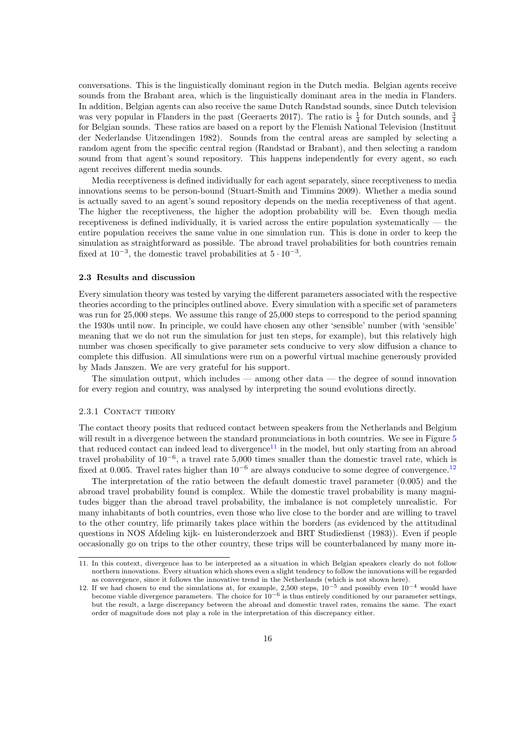conversations. This is the linguistically dominant region in the Dutch media. Belgian agents receive sounds from the Brabant area, which is the linguistically dominant area in the media in Flanders. In addition, Belgian agents can also receive the same Dutch Randstad sounds, since Dutch television was very popular in Flanders in the past (Geeraerts 2017). The ratio is $\frac{1}{4}$ for Dutch sounds, and $\frac{3}{4}$ for Belgian sounds. These ratios are based on a report by the Flemish National Television (Instituut der Nederlandse Uitzendingen 1982). Sounds from the central areas are sampled by selecting a random agent from the specific central region (Randstad or Brabant), and then selecting a random sound from that agent's sound repository. This happens independently for every agent, so each agent receives different media sounds.

Media receptiveness is defined individually for each agent separately, since receptiveness to media innovations seems to be person-bound (Stuart-Smith and Timmins 2009). Whether a media sound is actually saved to an agent's sound repository depends on the media receptiveness of that agent. The higher the receptiveness, the higher the adoption probability will be. Even though media receptiveness is defined individually, it is varied across the entire population systematically — the entire population receives the same value in one simulation run. This is done in order to keep the simulation as straightforward as possible. The abroad travel probabilities for both countries remain fixed at $10^{-3}$, the domestic travel probabilities at $5 \cdot 10^{-3}$.

### 2.3 Results and discussion

Every simulation theory was tested by varying the different parameters associated with the respective theories according to the principles outlined above. Every simulation with a specific set of parameters was run for 25,000 steps. We assume this range of 25,000 steps to correspond to the period spanning the 1930s until now. In principle, we could have chosen any other 'sensible' number (with 'sensible' meaning that we do not run the simulation for just ten steps, for example), but this relatively high number was chosen specifically to give parameter sets conducive to very slow diffusion a chance to complete this diffusion. All simulations were run on a powerful virtual machine generously provided by Mads Janszen. We are very grateful for his support.

The simulation output, which includes — among other data — the degree of sound innovation for every region and country, was analysed by interpreting the sound evolutions directly.

#### 2.3.1 Contact theory

The contact theory posits that reduced contact between speakers from the Netherlands and Belgium will result in a divergence between the standard pronunciations in both countries. We see in Figure 5 that reduced contact can indeed lead to divergence[11] in the model, but only starting from an abroad travel probability of $10^{-6}$, a travel rate 5,000 times smaller than the domestic travel rate, which is fixed at 0.005. Travel rates higher than $10^{-6}$ are always conducive to some degree of convergence.[12]

The interpretation of the ratio between the default domestic travel parameter (0.005) and the abroad travel probability found is complex. While the domestic travel probability is many magnitudes bigger than the abroad travel probability, the imbalance is not completely unrealistic. For many inhabitants of both countries, even those who live close to the border and are willing to travel to the other country, life primarily takes place within the borders (as evidenced by the attitudinal questions in NOS Afdeling kijk- en luisteronderzoek and BRT Studiedienst (1983)). Even if people occasionally go on trips to the other country, these trips will be counterbalanced by many more in-

---

11. In this context, divergence has to be interpreted as a situation in which Belgian speakers clearly do not follow northern innovations. Every situation which shows even a slight tendency to follow the innovations will be regarded as convergence, since it follows the innovative trend in the Netherlands (which is not shown here).

12. If we had chosen to end the simulations at, for example, 2,500 steps, $10^{-5}$ and possibly even $10^{-4}$ would have become viable divergence parameters. The choice for $10^{-6}$ is thus entirely conditioned by our parameter settings, but the result, a large discrepancy between the abroad and domestic travel rates, remains the same. The exact order of magnitude does not play a role in the interpretation of this discrepancy either.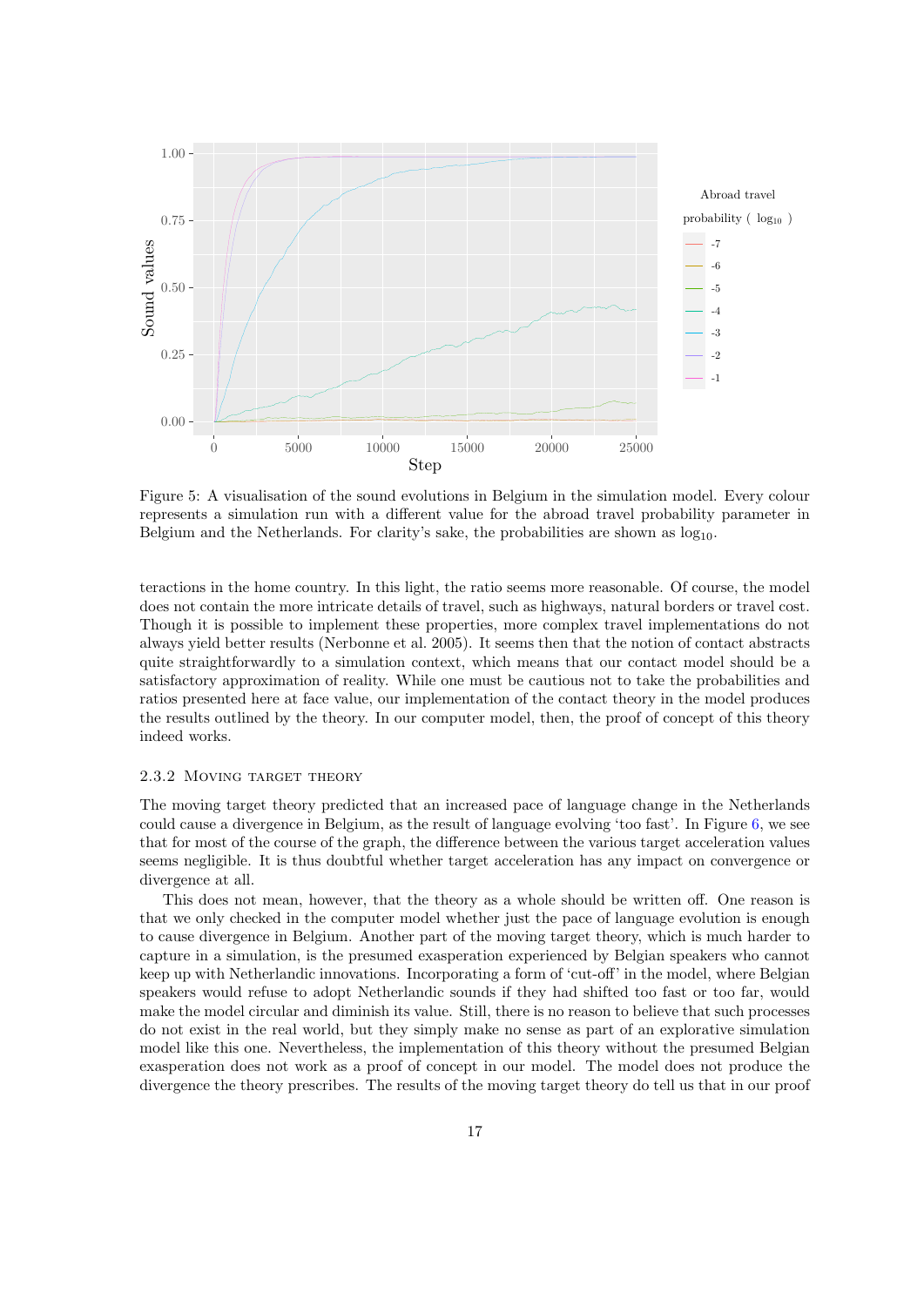Figure 5: A visualisation of the sound evolutions in Belgium in the simulation model. Every colour represents a simulation run with a different value for the abroad travel probability parameter in Belgium and the Netherlands. For clarity's sake, the probabilities are shown as $\log_{10}$.

teractions in the home country. In this light, the ratio seems more reasonable. Of course, the model does not contain the more intricate details of travel, such as highways, natural borders or travel cost. Though it is possible to implement these properties, more complex travel implementations do not always yield better results (Nerbonne et al. 2005). It seems then that the notion of contact abstracts quite straightforwardly to a simulation context, which means that our contact model should be a satisfactory approximation of reality. While one must be cautious not to take the probabilities and ratios presented here at face value, our implementation of the contact theory in the model produces the results outlined by the theory. In our computer model, then, the proof of concept of this theory indeed works.

### 2.3.2 Moving target theory

The moving target theory predicted that an increased pace of language change in the Netherlands could cause a divergence in Belgium, as the result of language evolving 'too fast'. In Figure 6, we see that for most of the course of the graph, the difference between the various target acceleration values seems negligible. It is thus doubtful whether target acceleration has any impact on convergence or divergence at all.

This does not mean, however, that the theory as a whole should be written off. One reason is that we only checked in the computer model whether just the pace of language evolution is enough to cause divergence in Belgium. Another part of the moving target theory, which is much harder to capture in a simulation, is the presumed exasperation experienced by Belgian speakers who cannot keep up with Netherlandic innovations. Incorporating a form of 'cut-off' in the model, where Belgian speakers would refuse to adopt Netherlandic sounds if they had shifted too fast or too far, would make the model circular and diminish its value. Still, there is no reason to believe that such processes do not exist in the real world, but they simply make no sense as part of an explorative simulation model like this one. Nevertheless, the implementation of this theory without the presumed Belgian exasperation does not work as a proof of concept in our model. The model does not produce the divergence the theory prescribes. The results of the moving target theory do tell us that in our proof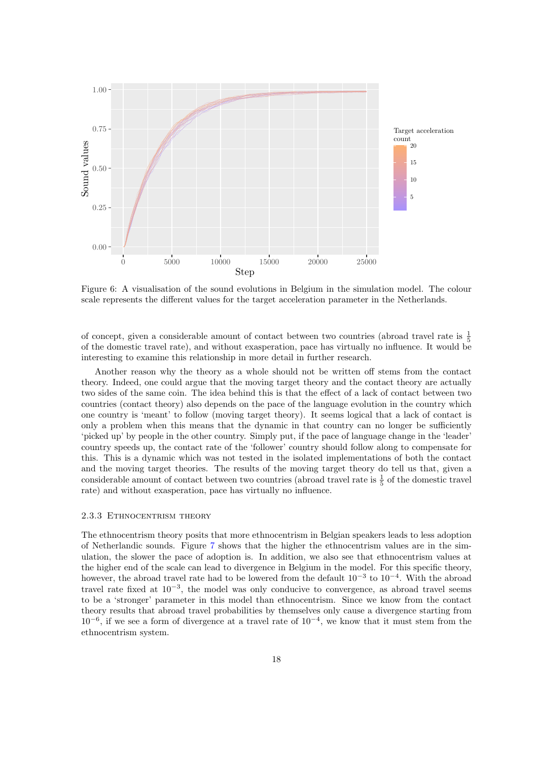Figure 6: A visualisation of the sound evolutions in Belgium in the simulation model. The colour scale represents the different values for the target acceleration parameter in the Netherlands.

of concept, given a considerable amount of contact between two countries (abroad travel rate is $\frac{1}{5}$ of the domestic travel rate), and without exasperation, pace has virtually no influence. It would be interesting to examine this relationship in more detail in further research.

Another reason why the theory as a whole should not be written off stems from the contact theory. Indeed, one could argue that the moving target theory and the contact theory are actually two sides of the same coin. The idea behind this is that the effect of a lack of contact between two countries (contact theory) also depends on the pace of the language evolution in the country which one country is 'meant' to follow (moving target theory). It seems logical that a lack of contact is only a problem when this means that the dynamic in that country can no longer be sufficiently 'picked up' by people in the other country. Simply put, if the pace of language change in the 'leader' country speeds up, the contact rate of the 'follower' country should follow along to compensate for this. This is a dynamic which was not tested in the isolated implementations of both the contact and the moving target theories. The results of the moving target theory do tell us that, given a considerable amount of contact between two countries (abroad travel rate is $\frac{1}{5}$ of the domestic travel rate) and without exasperation, pace has virtually no influence.

### 2.3.3 Ethnocentrism theory

The ethnocentrism theory posits that more ethnocentrism in Belgian speakers leads to less adoption of Netherlandic sounds. Figure 7 shows that the higher the ethnocentrism values are in the simulation, the slower the pace of adoption is. In addition, we also see that ethnocentrism values at the higher end of the scale can lead to divergence in Belgium in the model. For this specific theory, however, the abroad travel rate had to be lowered from the default $10^{-3}$ to $10^{-4}$. With the abroad travel rate fixed at $10^{-3}$, the model was only conducive to convergence, as abroad travel seems to be a 'stronger' parameter in this model than ethnocentrism. Since we know from the contact theory results that abroad travel probabilities by themselves only cause a divergence starting from $10^{-6}$, if we see a form of divergence at a travel rate of $10^{-4}$, we know that it must stem from the ethnocentrism system.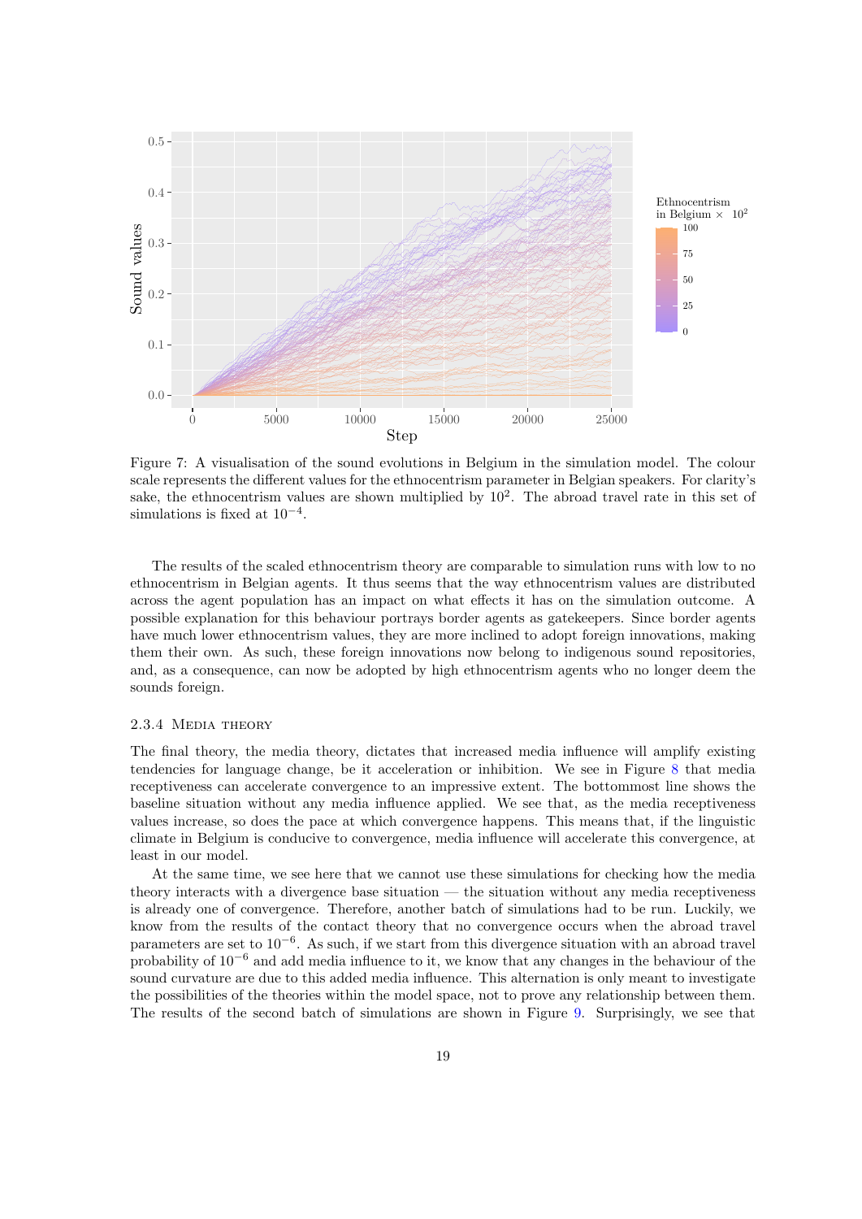Figure 7: A visualisation of the sound evolutions in Belgium in the simulation model. The colour scale represents the different values for the ethnocentrism parameter in Belgian speakers. For clarity's sake, the ethnocentrism values are shown multiplied by $10^2$. The abroad travel rate in this set of simulations is fixed at $10^{-4}$.

The results of the scaled ethnocentrism theory are comparable to simulation runs with low to no ethnocentrism in Belgian agents. It thus seems that the way ethnocentrism values are distributed across the agent population has an impact on what effects it has on the simulation outcome. A possible explanation for this behaviour portrays border agents as gatekeepers. Since border agents have much lower ethnocentrism values, they are more inclined to adopt foreign innovations, making them their own. As such, these foreign innovations now belong to indigenous sound repositories, and, as a consequence, can now be adopted by high ethnocentrism agents who no longer deem the sounds foreign.

### 2.3.4 Media theory

The final theory, the media theory, dictates that increased media influence will amplify existing tendencies for language change, be it acceleration or inhibition. We see in Figure 8 that media receptiveness can accelerate convergence to an impressive extent. The bottommost line shows the baseline situation without any media influence applied. We see that, as the media receptiveness values increase, so does the pace at which convergence happens. This means that, if the linguistic climate in Belgium is conducive to convergence, media influence will accelerate this convergence, at least in our model.

At the same time, we see here that we cannot use these simulations for checking how the media theory interacts with a divergence base situation — the situation without any media receptiveness is already one of convergence. Therefore, another batch of simulations had to be run. Luckily, we know from the results of the contact theory that no convergence occurs when the abroad travel parameters are set to $10^{-6}$. As such, if we start from this divergence situation with an abroad travel probability of $10^{-6}$ and add media influence to it, we know that any changes in the behaviour of the sound curvature are due to this added media influence. This alternation is only meant to investigate the possibilities of the theories within the model space, not to prove any relationship between them. The results of the second batch of simulations are shown in Figure 9. Surprisingly, we see that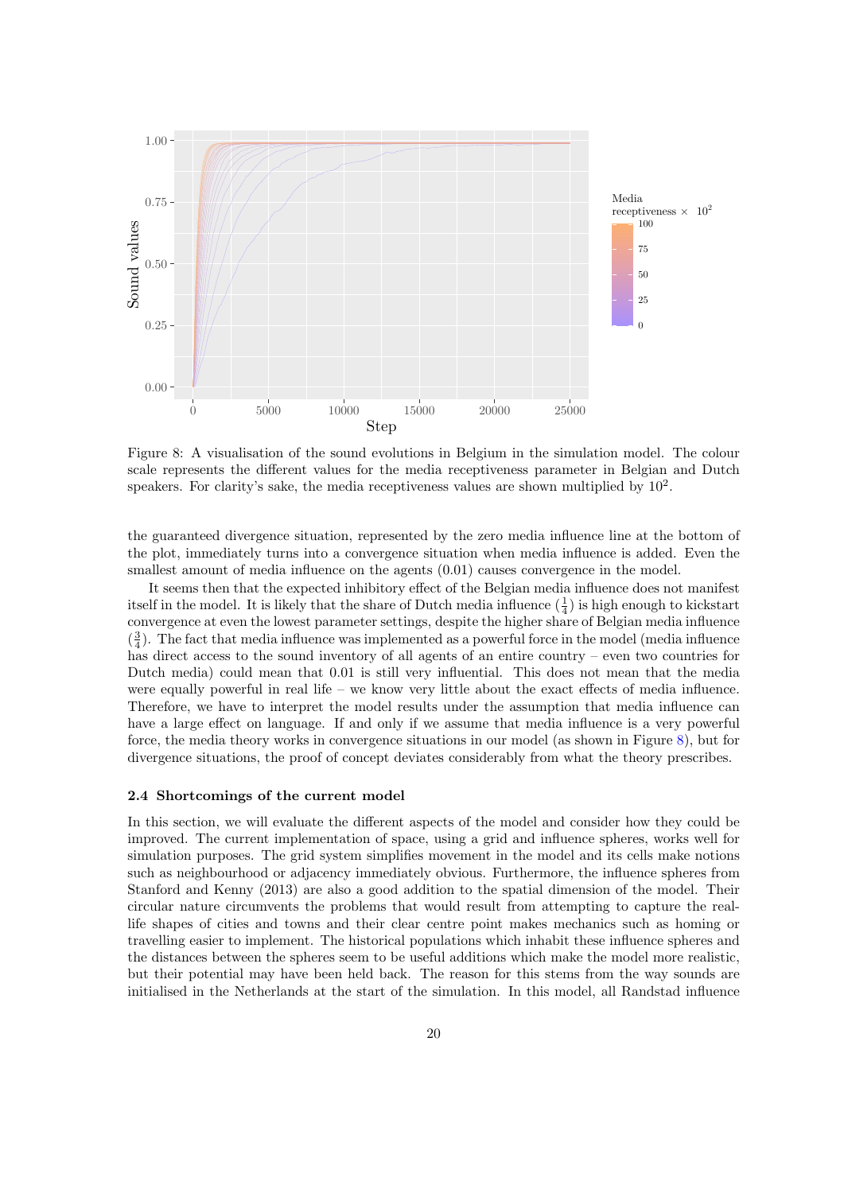Figure 8: A visualisation of the sound evolutions in Belgium in the simulation model. The colour scale represents the different values for the media receptiveness parameter in Belgian and Dutch speakers. For clarity's sake, the media receptiveness values are shown multiplied by $10^2$.

the guaranteed divergence situation, represented by the zero media influence line at the bottom of the plot, immediately turns into a convergence situation when media influence is added. Even the smallest amount of media influence on the agents (0.01) causes convergence in the model.

It seems then that the expected inhibitory effect of the Belgian media influence does not manifest itself in the model. It is likely that the share of Dutch media influence ($\frac{1}{4}$) is high enough to kickstart convergence at even the lowest parameter settings, despite the higher share of Belgian media influence ($\frac{3}{4}$). The fact that media influence was implemented as a powerful force in the model (media influence has direct access to the sound inventory of all agents of an entire country – even two countries for Dutch media) could mean that 0.01 is still very influential. This does not mean that the media were equally powerful in real life – we know very little about the exact effects of media influence. Therefore, we have to interpret the model results under the assumption that media influence can have a large effect on language. If and only if we assume that media influence is a very powerful force, the media theory works in convergence situations in our model (as shown in Figure 8), but for divergence situations, the proof of concept deviates considerably from what the theory prescribes.

### 2.4 Shortcomings of the current model

In this section, we will evaluate the different aspects of the model and consider how they could be improved. The current implementation of space, using a grid and influence spheres, works well for simulation purposes. The grid system simplifies movement in the model and its cells make notions such as neighbourhood or adjacency immediately obvious. Furthermore, the influence spheres from Stanford and Kenny (2013) are also a good addition to the spatial dimension of the model. Their circular nature circumvents the problems that would result from attempting to capture the real-life shapes of cities and towns and their clear centre point makes mechanics such as homing or travelling easier to implement. The historical populations which inhabit these influence spheres and the distances between the spheres seem to be useful additions which make the model more realistic, but their potential may have been held back. The reason for this stems from the way sounds are initialised in the Netherlands at the start of the simulation. In this model, all Randstad influence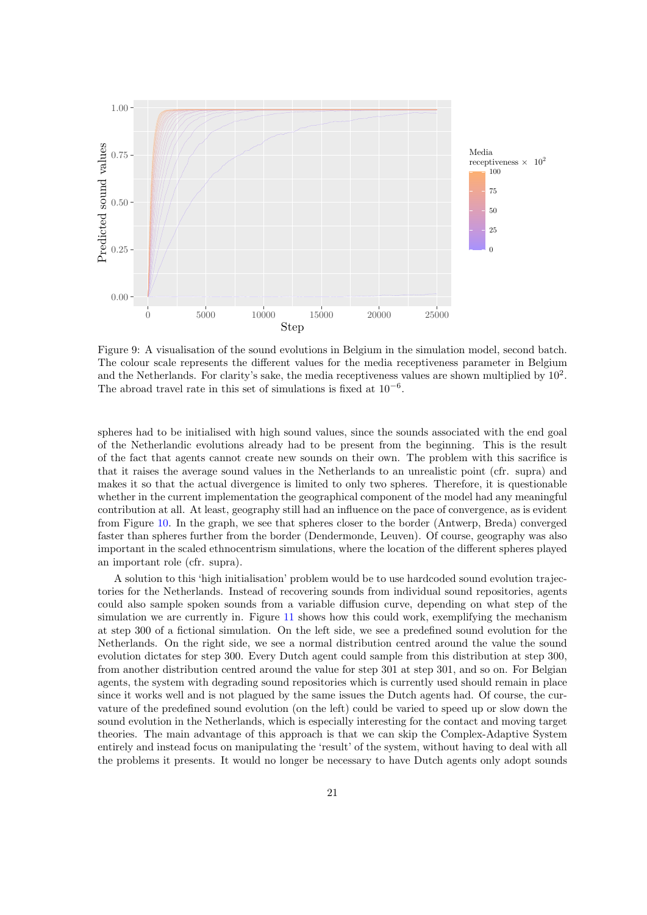Figure 9: A visualisation of the sound evolutions in Belgium in the simulation model, second batch. The colour scale represents the different values for the media receptiveness parameter in Belgium and the Netherlands. For clarity's sake, the media receptiveness values are shown multiplied by $10^2$. The abroad travel rate in this set of simulations is fixed at $10^{-6}$.

spheres had to be initialised with high sound values, since the sounds associated with the end goal of the Netherlandic evolutions already had to be present from the beginning. This is the result of the fact that agents cannot create new sounds on their own. The problem with this sacrifice is that it raises the average sound values in the Netherlands to an unrealistic point (cfr. supra) and makes it so that the actual divergence is limited to only two spheres. Therefore, it is questionable whether in the current implementation the geographical component of the model had any meaningful contribution at all. At least, geography still had an influence on the pace of convergence, as is evident from Figure 10. In the graph, we see that spheres closer to the border (Antwerp, Breda) converged faster than spheres further from the border (Dendermonde, Leuven). Of course, geography was also important in the scaled ethnocentrism simulations, where the location of the different spheres played an important role (cfr. supra).

A solution to this 'high initialisation' problem would be to use hardcoded sound evolution trajectories for the Netherlands. Instead of recovering sounds from individual sound repositories, agents could also sample spoken sounds from a variable diffusion curve, depending on what step of the simulation we are currently in. Figure 11 shows how this could work, exemplifying the mechanism at step 300 of a fictional simulation. On the left side, we see a predefined sound evolution for the Netherlands. On the right side, we see a normal distribution centred around the value the sound evolution dictates for step 300. Every Dutch agent could sample from this distribution at step 300, from another distribution centred around the value for step 301 at step 301, and so on. For Belgian agents, the system with degrading sound repositories which is currently used should remain in place since it works well and is not plagued by the same issues the Dutch agents had. Of course, the curvature of the predefined sound evolution (on the left) could be varied to speed up or slow down the sound evolution in the Netherlands, which is especially interesting for the contact and moving target theories. The main advantage of this approach is that we can skip the Complex-Adaptive System entirely and instead focus on manipulating the 'result' of the system, without having to deal with all the problems it presents. It would no longer be necessary to have Dutch agents only adopt sounds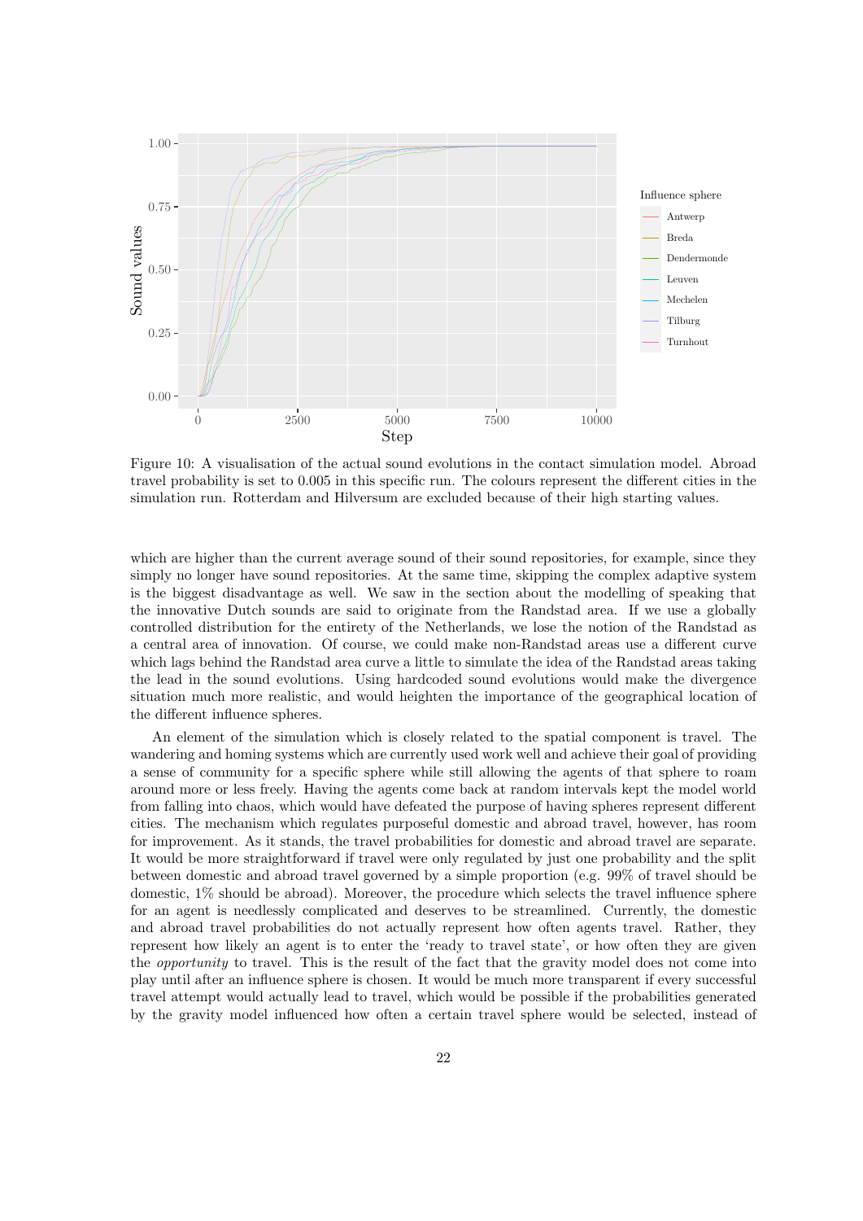Figure 10: A visualisation of the actual sound evolutions in the contact simulation model. Abroad travel probability is set to 0.005 in this specific run. The colours represent the different cities in the simulation run. Rotterdam and Hilversum are excluded because of their high starting values.

which are higher than the current average sound of their sound repositories, for example, since they simply no longer have sound repositories. At the same time, skipping the complex adaptive system is the biggest disadvantage as well. We saw in the section about the modelling of speaking that the innovative Dutch sounds are said to originate from the Randstad area. If we use a globally controlled distribution for the entirety of the Netherlands, we lose the notion of the Randstad as a central area of innovation. Of course, we could make non-Randstad areas use a different curve which lags behind the Randstad area curve a little to simulate the idea of the Randstad areas taking the lead in the sound evolutions. Using hardcoded sound evolutions would make the divergence situation much more realistic, and would heighten the importance of the geographical location of the different influence spheres.

An element of the simulation which is closely related to the spatial component is travel. The wandering and homing systems which are currently used work well and achieve their goal of providing a sense of community for a specific sphere while still allowing the agents of that sphere to roam around more or less freely. Having the agents come back at random intervals kept the model world from falling into chaos, which would have defeated the purpose of having spheres represent different cities. The mechanism which regulates purposeful domestic and abroad travel, however, has room for improvement. As it stands, the travel probabilities for domestic and abroad travel are separate. It would be more straightforward if travel were only regulated by just one probability and the split between domestic and abroad travel governed by a simple proportion (e.g. 99% of travel should be domestic, 1% should be abroad). Moreover, the procedure which selects the travel influence sphere for an agent is needlessly complicated and deserves to be streamlined. Currently, the domestic and abroad travel probabilities do not actually represent how often agents travel. Rather, they represent how likely an agent is to enter the 'ready to travel state', or how often they are given the *opportunity* to travel. This is the result of the fact that the gravity model does not come into play until after an influence sphere is chosen. It would be much more transparent if every successful travel attempt would actually lead to travel, which would be possible if the probabilities generated by the gravity model influenced how often a certain travel sphere would be selected, instead of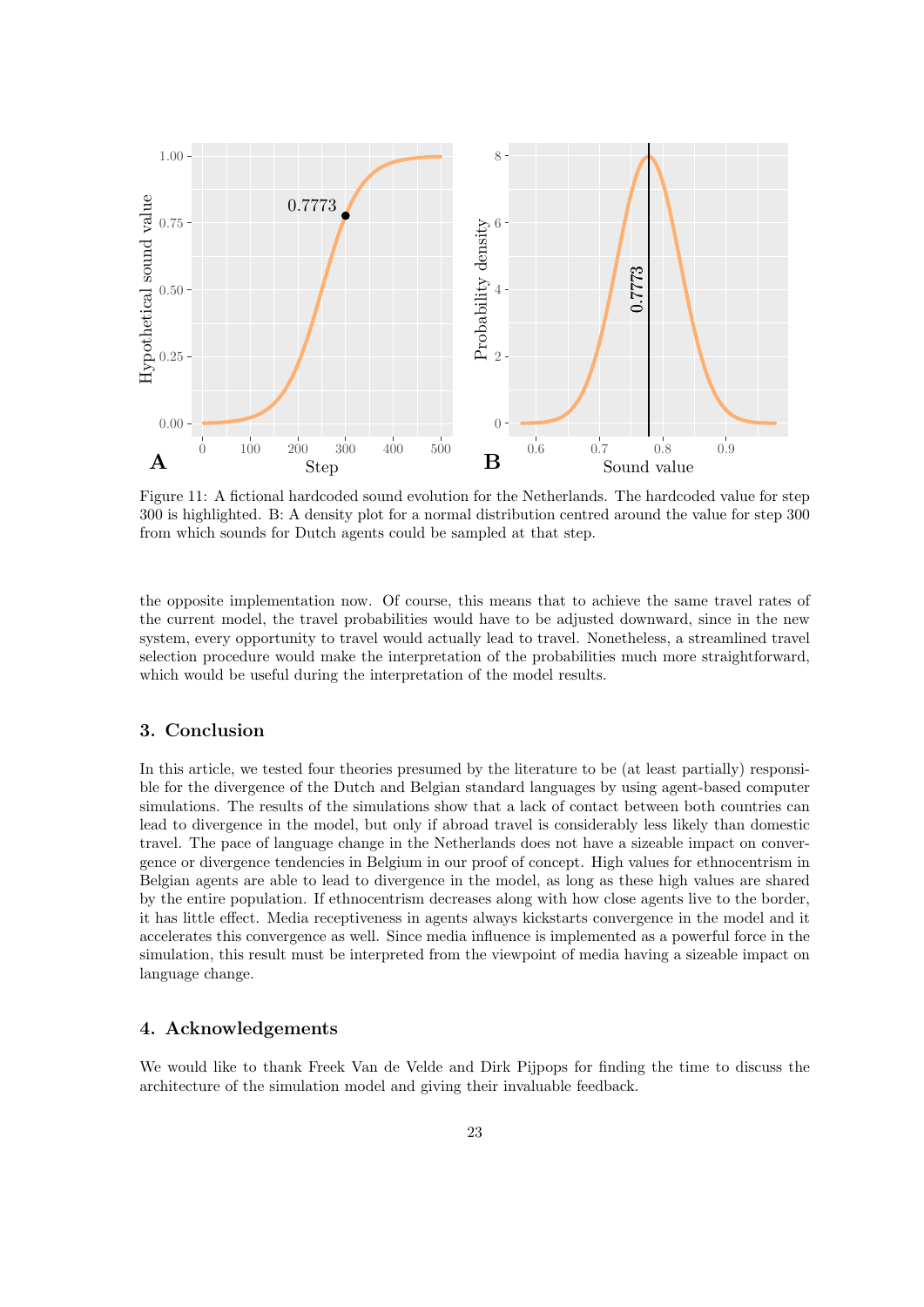Figure 11: A fictional hardcoded sound evolution for the Netherlands. The hardcoded value for step 300 is highlighted. B: A density plot for a normal distribution centred around the value for step 300 from which sounds for Dutch agents could be sampled at that step.

the opposite implementation now. Of course, this means that to achieve the same travel rates of the current model, the travel probabilities would have to be adjusted downward, since in the new system, every opportunity to travel would actually lead to travel. Nonetheless, a streamlined travel selection procedure would make the interpretation of the probabilities much more straightforward, which would be useful during the interpretation of the model results.

## 3. Conclusion

In this article, we tested four theories presumed by the literature to be (at least partially) responsible for the divergence of the Dutch and Belgian standard languages by using agent-based computer simulations. The results of the simulations show that a lack of contact between both countries can lead to divergence in the model, but only if abroad travel is considerably less likely than domestic travel. The pace of language change in the Netherlands does not have a sizeable impact on convergence or divergence tendencies in Belgium in our proof of concept. High values for ethnocentrism in Belgian agents are able to lead to divergence in the model, as long as these high values are shared by the entire population. If ethnocentrism decreases along with how close agents live to the border, it has little effect. Media receptiveness in agents always kickstarts convergence in the model and it accelerates this convergence as well. Since media influence is implemented as a powerful force in the simulation, this result must be interpreted from the viewpoint of media having a sizeable impact on language change.

## 4. Acknowledgements

We would like to thank Freek Van de Velde and Dirk Pijpops for finding the time to discuss the architecture of the simulation model and giving their invaluable feedback.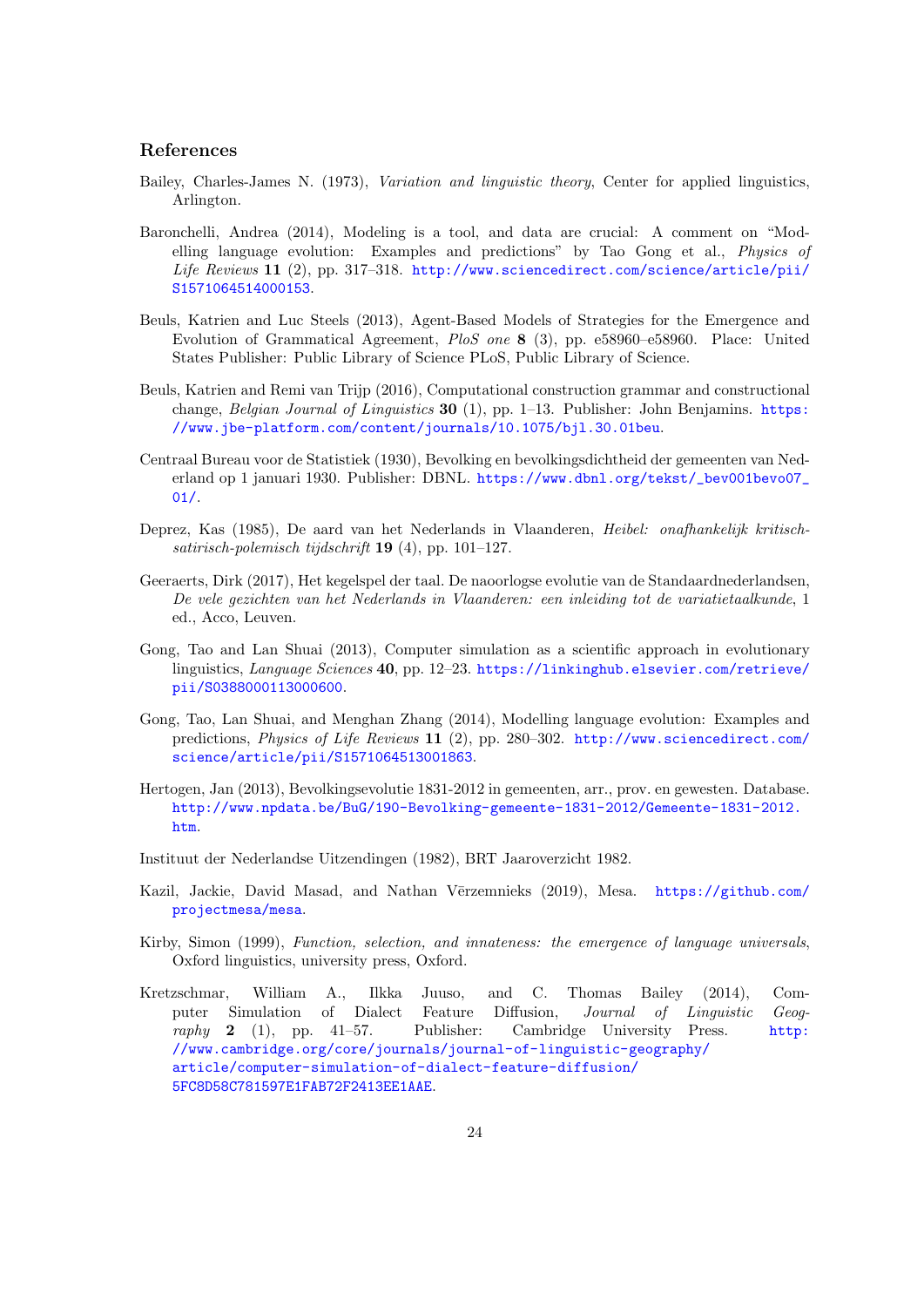## References

Bailey, Charles-James N. (1973), *Variation and linguistic theory*, Center for applied linguistics, Arlington.

Baronchelli, Andrea (2014), Modeling is a tool, and data are crucial: A comment on "Modelling language evolution: Examples and predictions" by Tao Gong et al., *Physics of Life Reviews* **11** (2), pp. 317–318. http://www.sciencedirect.com/science/article/pii/S1571064514000153.

Beuls, Katrien and Luc Steels (2013), Agent-Based Models of Strategies for the Emergence and Evolution of Grammatical Agreement, *PloS one* **8** (3), pp. e58960–e58960. Place: United States Publisher: Public Library of Science PLoS, Public Library of Science.

Beuls, Katrien and Remi van Trijp (2016), Computational construction grammar and constructional change, *Belgian Journal of Linguistics* **30** (1), pp. 1–13. Publisher: John Benjamins. https://www.jbe-platform.com/content/journals/10.1075/bjl.30.01beu.

Centraal Bureau voor de Statistiek (1930), Bevolking en bevolkingsdichtheid der gemeenten van Nederland op 1 januari 1930. Publisher: DBNL. https://www.dbnl.org/tekst/_bev001bevo07_01/.

Deprez, Kas (1985), De aard van het Nederlands in Vlaanderen, *Heibel: onafhankelijk kritisch-satirisch-polemisch tijdschrift* **19** (4), pp. 101–127.

Geeraerts, Dirk (2017), Het kegelspel der taal. De naoorlogse evolutie van de Standaardnederlandsen, *De vele gezichten van het Nederlands in Vlaanderen: een inleiding tot de variatietaalkunde*, 1 ed., Acco, Leuven.

Gong, Tao and Lan Shuai (2013), Computer simulation as a scientific approach in evolutionary linguistics, *Language Sciences* **40**, pp. 12–23. https://linkinghub.elsevier.com/retrieve/pii/S0388000113000600.

Gong, Tao, Lan Shuai, and Menghan Zhang (2014), Modelling language evolution: Examples and predictions, *Physics of Life Reviews* **11** (2), pp. 280–302. http://www.sciencedirect.com/science/article/pii/S1571064513001863.

Hertogen, Jan (2013), Bevolkingsevolutie 1831-2012 in gemeenten, arr., prov. en gewesten. Database. http://www.npdata.be/BuG/190-Bevolking-gemeente-1831-2012/Gemeente-1831-2012.htm.

Instituut der Nederlandse Uitzendingen (1982), BRT Jaaroverzicht 1982.

Kazil, Jackie, David Masad, and Nathan Vērzemnieks (2019), Mesa. https://github.com/projectmesa/mesa.

Kirby, Simon (1999), *Function, selection, and innateness: the emergence of language universals*, Oxford linguistics, university press, Oxford.

Kretzschmar, William A., Ilkka Juuso, and C. Thomas Bailey (2014), Computer Simulation of Dialect Feature Diffusion, *Journal of Linguistic Geography* **2** (1), pp. 41–57. Publisher: Cambridge University Press. http://www.cambridge.org/core/journals/journal-of-linguistic-geography/article/computer-simulation-of-dialect-feature-diffusion/5FC8D58C781597E1FAB72F2413EE1AAE.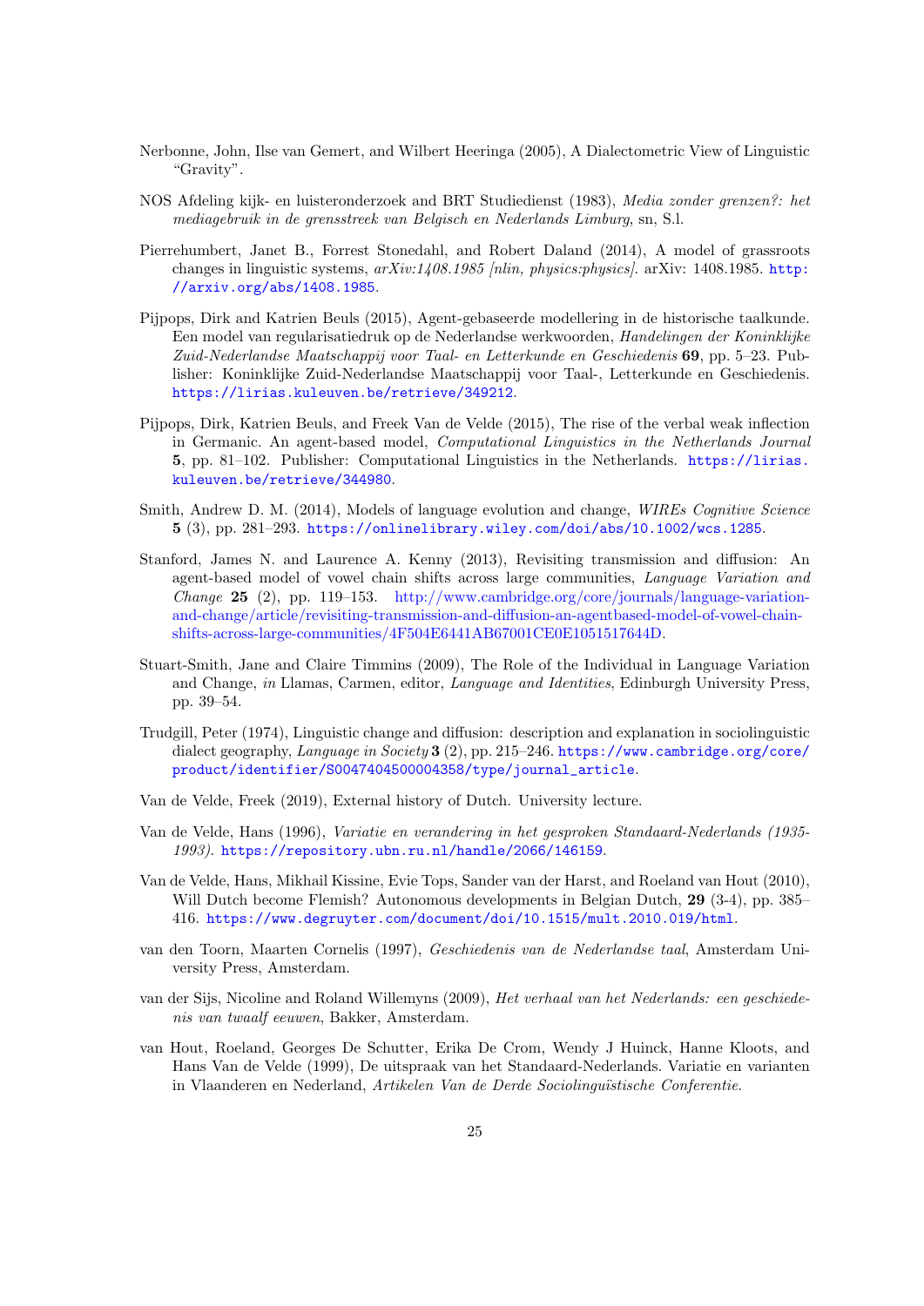Nerbonne, John, Ilse van Gemert, and Wilbert Heeringa (2005), A Dialectometric View of Linguistic "Gravity".

NOS Afdeling kijk- en luisteronderzoek and BRT Studiedienst (1983), *Media zonder grenzen?: het mediagebruik in de grensstreek van Belgisch en Nederlands Limburg*, sn, S.l.

Pierrehumbert, Janet B., Forrest Stonedahl, and Robert Daland (2014), A model of grassroots changes in linguistic systems, *arXiv:1408.1985 [nlin, physics:physics]*. arXiv: 1408.1985. http://arxiv.org/abs/1408.1985.

Pijpops, Dirk and Katrien Beuls (2015), Agent-gebaseerde modellering in de historische taalkunde. Een model van regularisatiedruk op de Nederlandse werkwoorden, *Handelingen der Koninklijke Zuid-Nederlandse Maatschappij voor Taal- en Letterkunde en Geschiedenis* **69**, pp. 5–23. Publisher: Koninklijke Zuid-Nederlandse Maatschappij voor Taal-, Letterkunde en Geschiedenis. https://lirias.kuleuven.be/retrieve/349212.

Pijpops, Dirk, Katrien Beuls, and Freek Van de Velde (2015), The rise of the verbal weak inflection in Germanic. An agent-based model, *Computational Linguistics in the Netherlands Journal* **5**, pp. 81–102. Publisher: Computational Linguistics in the Netherlands. https://lirias.kuleuven.be/retrieve/344980.

Smith, Andrew D. M. (2014), Models of language evolution and change, *WIREs Cognitive Science* **5** (3), pp. 281–293. https://onlinelibrary.wiley.com/doi/abs/10.1002/wcs.1285.

Stanford, James N. and Laurence A. Kenny (2013), Revisiting transmission and diffusion: An agent-based model of vowel chain shifts across large communities, *Language Variation and Change* **25** (2), pp. 119–153. http://www.cambridge.org/core/journals/language-variation-and-change/article/revisiting-transmission-and-diffusion-an-agentbased-model-of-vowel-chain-shifts-across-large-communities/4F504E6441AB67001CE0E1051517644D.

Stuart-Smith, Jane and Claire Timmins (2009), The Role of the Individual in Language Variation and Change, *in* Llamas, Carmen, editor, *Language and Identities*, Edinburgh University Press, pp. 39–54.

Trudgill, Peter (1974), Linguistic change and diffusion: description and explanation in sociolinguistic dialect geography, *Language in Society* **3** (2), pp. 215–246. https://www.cambridge.org/core/product/identifier/S0047404500004358/type/journal_article.

Van de Velde, Freek (2019), External history of Dutch. University lecture.

Van de Velde, Hans (1996), *Variatie en verandering in het gesproken Standaard-Nederlands (1935-1993)*. https://repository.ubn.ru.nl/handle/2066/146159.

Van de Velde, Hans, Mikhail Kissine, Evie Tops, Sander van der Harst, and Roeland van Hout (2010), Will Dutch become Flemish? Autonomous developments in Belgian Dutch, **29** (3-4), pp. 385–416. https://www.degruyter.com/document/doi/10.1515/mult.2010.019/html.

van den Toorn, Maarten Cornelis (1997), *Geschiedenis van de Nederlandse taal*, Amsterdam University Press, Amsterdam.

van der Sijs, Nicoline and Roland Willemyns (2009), *Het verhaal van het Nederlands: een geschiedenis van twaalf eeuwen*, Bakker, Amsterdam.

van Hout, Roeland, Georges De Schutter, Erika De Crom, Wendy J Huinck, Hanne Kloots, and Hans Van de Velde (1999), De uitspraak van het Standaard-Nederlands. Variatie en varianten in Vlaanderen en Nederland, *Artikelen Van de Derde Sociolinguïstische Conferentie*.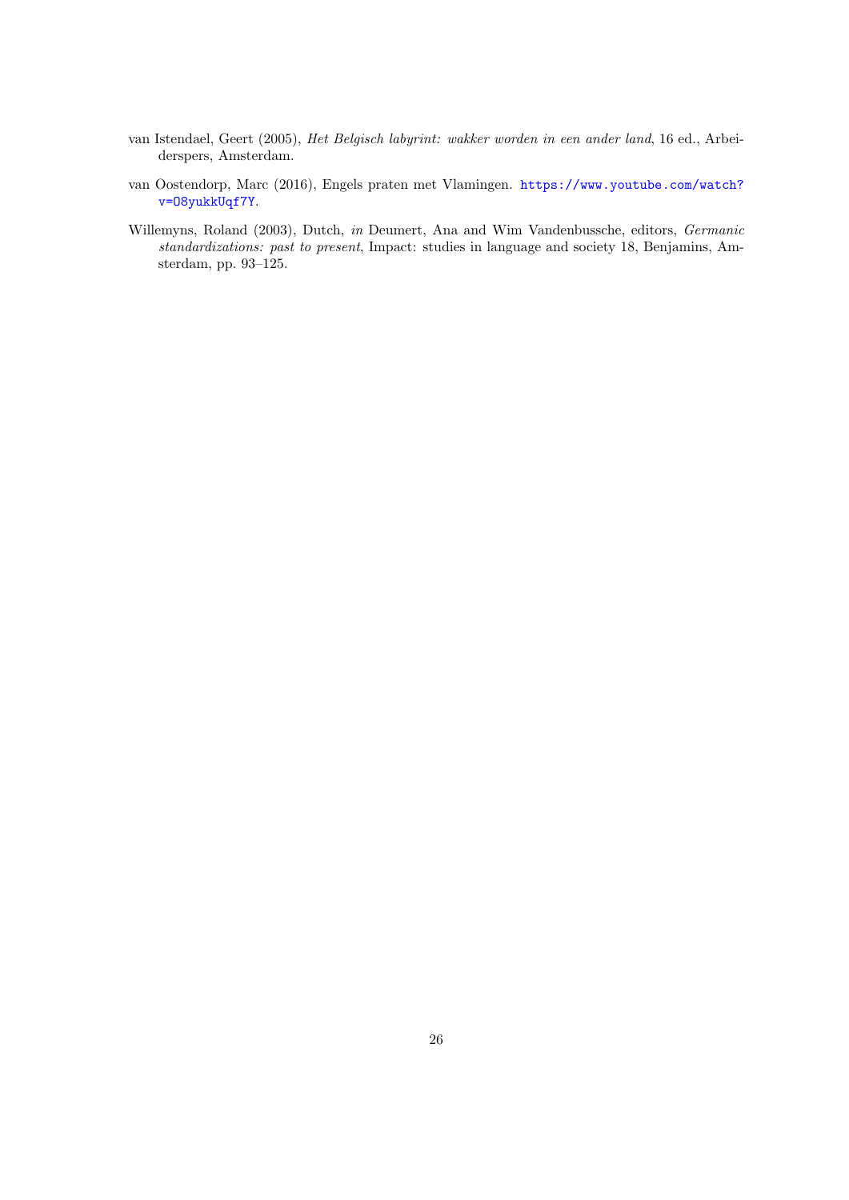van Istendael, Geert (2005), *Het Belgisch labyrint: wakker worden in een ander land*, 16 ed., Arbeiderspers, Amsterdam.

van Oostendorp, Marc (2016), Engels praten met Vlamingen. https://www.youtube.com/watch?v=O8yukkUqf7Y.

Willemyns, Roland (2003), Dutch, *in* Deumert, Ana and Wim Vandenbussche, editors, *Germanic standardizations: past to present*, Impact: studies in language and society 18, Benjamins, Amsterdam, pp. 93–125.